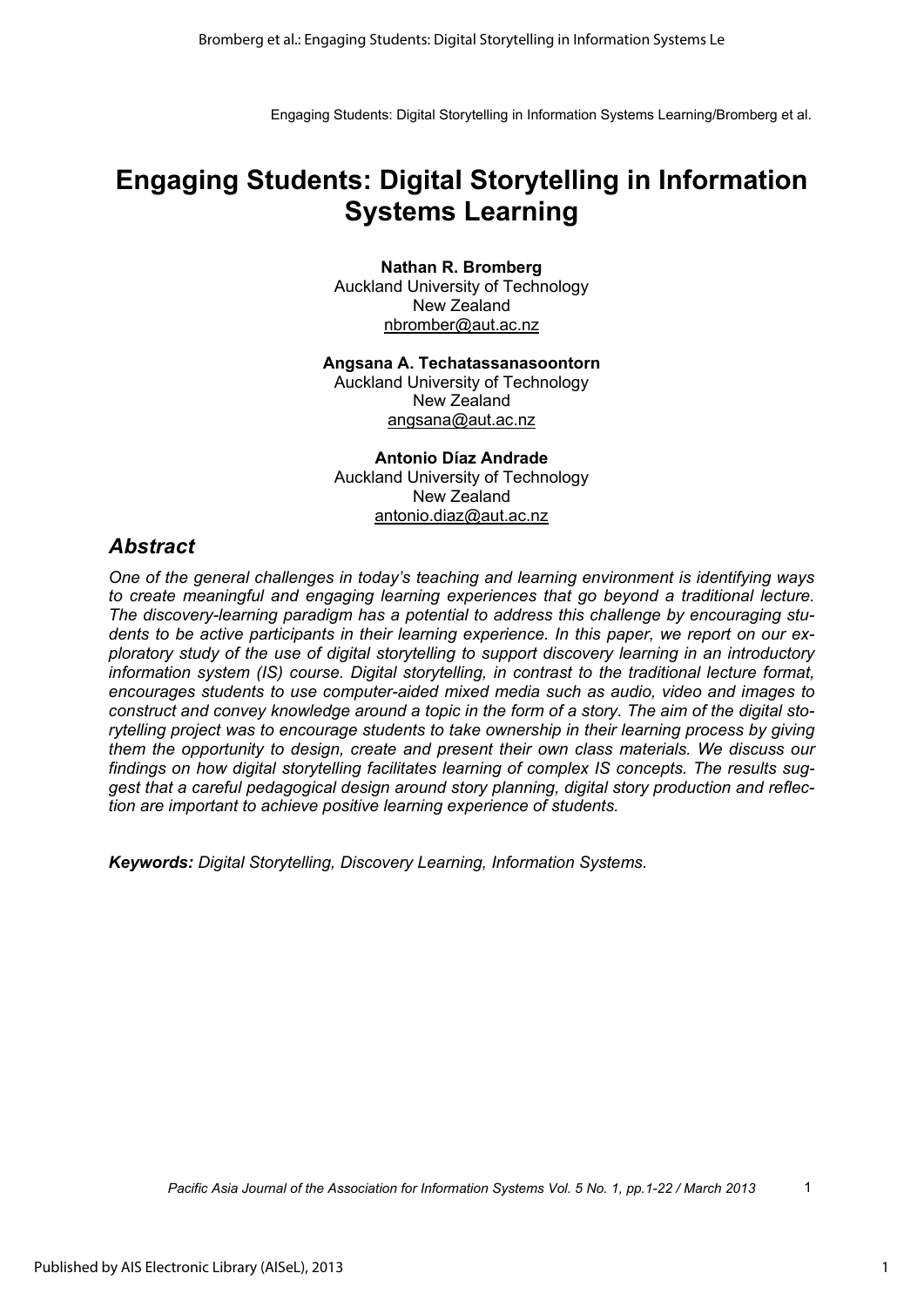# Engaging Students: Digital Storytelling in Information Systems Learning

**Nathan R. Bromberg**
Auckland University of Technology
New Zealand
nbromber@aut.ac.nz

**Angsana A. Techatassanasoontorn**
Auckland University of Technology
New Zealand
angsana@aut.ac.nz

**Antonio Díaz Andrade**
Auckland University of Technology
New Zealand
antonio.diaz@aut.ac.nz

## Abstract

*One of the general challenges in today's teaching and learning environment is identifying ways to create meaningful and engaging learning experiences that go beyond a traditional lecture. The discovery-learning paradigm has a potential to address this challenge by encouraging students to be active participants in their learning experience. In this paper, we report on our exploratory study of the use of digital storytelling to support discovery learning in an introductory information system (IS) course. Digital storytelling, in contrast to the traditional lecture format, encourages students to use computer-aided mixed media such as audio, video and images to construct and convey knowledge around a topic in the form of a story. The aim of the digital storytelling project was to encourage students to take ownership in their learning process by giving them the opportunity to design, create and present their own class materials. We discuss our findings on how digital storytelling facilitates learning of complex IS concepts. The results suggest that a careful pedagogical design around story planning, digital story production and reflection are important to achieve positive learning experience of students.*

***Keywords:*** *Digital Storytelling, Discovery Learning, Information Systems.*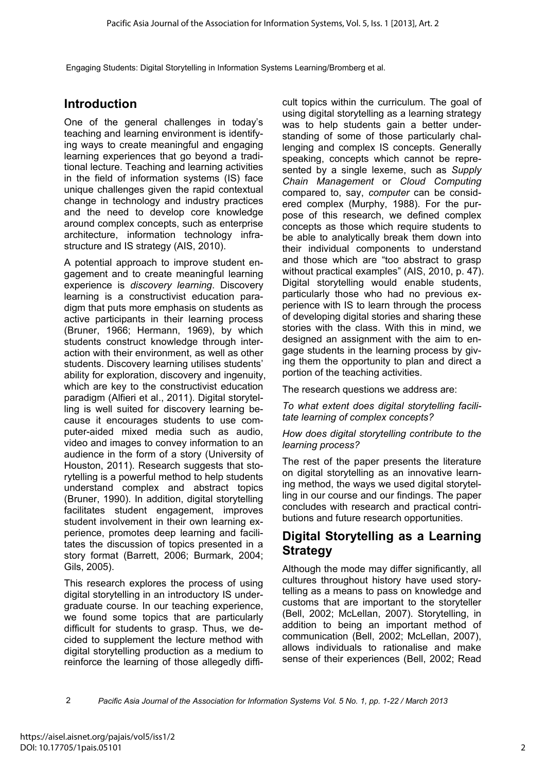## Introduction

One of the general challenges in today's teaching and learning environment is identifying ways to create meaningful and engaging learning experiences that go beyond a traditional lecture. Teaching and learning activities in the field of information systems (IS) face unique challenges given the rapid contextual change in technology and industry practices and the need to develop core knowledge around complex concepts, such as enterprise architecture, information technology infrastructure and IS strategy (AIS, 2010).

A potential approach to improve student engagement and to create meaningful learning experience is *discovery learning*. Discovery learning is a constructivist education paradigm that puts more emphasis on students as active participants in their learning process (Bruner, 1966; Hermann, 1969), by which students construct knowledge through interaction with their environment, as well as other students. Discovery learning utilises students' ability for exploration, discovery and ingenuity, which are key to the constructivist education paradigm (Alfieri et al., 2011). Digital storytelling is well suited for discovery learning because it encourages students to use computer-aided mixed media such as audio, video and images to convey information to an audience in the form of a story (University of Houston, 2011). Research suggests that storytelling is a powerful method to help students understand complex and abstract topics (Bruner, 1990). In addition, digital storytelling facilitates student engagement, improves student involvement in their own learning experience, promotes deep learning and facilitates the discussion of topics presented in a story format (Barrett, 2006; Burmark, 2004; Gils, 2005).

This research explores the process of using digital storytelling in an introductory IS undergraduate course. In our teaching experience, we found some topics that are particularly difficult for students to grasp. Thus, we decided to supplement the lecture method with digital storytelling production as a medium to reinforce the learning of those allegedly difficult topics within the curriculum. The goal of using digital storytelling as a learning strategy was to help students gain a better understanding of some of those particularly challenging and complex IS concepts. Generally speaking, concepts which cannot be represented by a single lexeme, such as *Supply Chain Management* or *Cloud Computing* compared to, say, *computer* can be considered complex (Murphy, 1988). For the purpose of this research, we defined complex concepts as those which require students to be able to analytically break them down into their individual components to understand and those which are "too abstract to grasp without practical examples" (AIS, 2010, p. 47). Digital storytelling would enable students, particularly those who had no previous experience with IS to learn through the process of developing digital stories and sharing these stories with the class. With this in mind, we designed an assignment with the aim to engage students in the learning process by giving them the opportunity to plan and direct a portion of the teaching activities.

The research questions we address are:

*To what extent does digital storytelling facilitate learning of complex concepts?*

*How does digital storytelling contribute to the learning process?*

The rest of the paper presents the literature on digital storytelling as an innovative learning method, the ways we used digital storytelling in our course and our findings. The paper concludes with research and practical contributions and future research opportunities.

## Digital Storytelling as a Learning Strategy

Although the mode may differ significantly, all cultures throughout history have used storytelling as a means to pass on knowledge and customs that are important to the storyteller (Bell, 2002; McLellan, 2007). Storytelling, in addition to being an important method of communication (Bell, 2002; McLellan, 2007), allows individuals to rationalise and make sense of their experiences (Bell, 2002; Read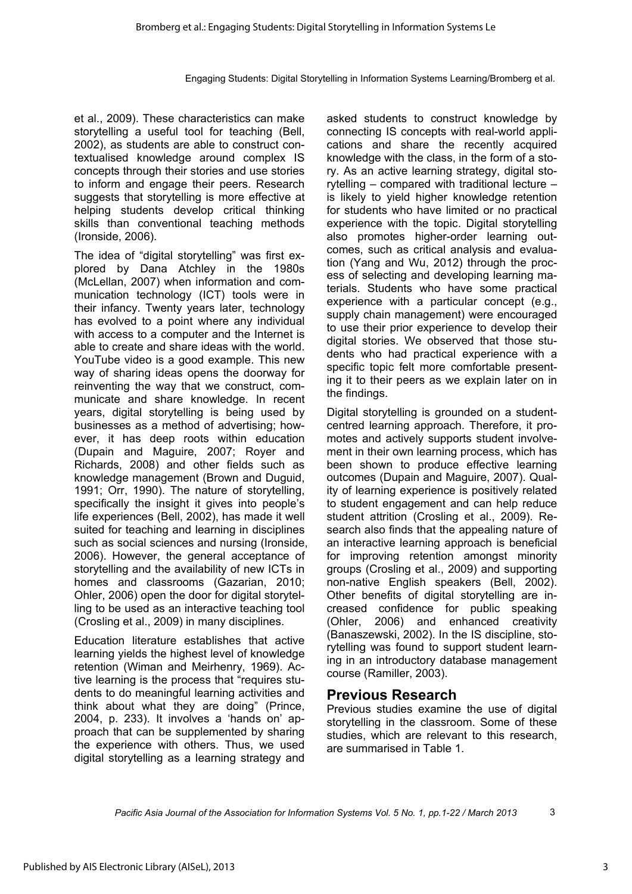et al., 2009). These characteristics can make storytelling a useful tool for teaching (Bell, 2002), as students are able to construct contextualised knowledge around complex IS concepts through their stories and use stories to inform and engage their peers. Research suggests that storytelling is more effective at helping students develop critical thinking skills than conventional teaching methods (Ironside, 2006).

The idea of "digital storytelling" was first explored by Dana Atchley in the 1980s (McLellan, 2007) when information and communication technology (ICT) tools were in their infancy. Twenty years later, technology has evolved to a point where any individual with access to a computer and the Internet is able to create and share ideas with the world. YouTube video is a good example. This new way of sharing ideas opens the doorway for reinventing the way that we construct, communicate and share knowledge. In recent years, digital storytelling is being used by businesses as a method of advertising; however, it has deep roots within education (Dupain and Maguire, 2007; Royer and Richards, 2008) and other fields such as knowledge management (Brown and Duguid, 1991; Orr, 1990). The nature of storytelling, specifically the insight it gives into people's life experiences (Bell, 2002), has made it well suited for teaching and learning in disciplines such as social sciences and nursing (Ironside, 2006). However, the general acceptance of storytelling and the availability of new ICTs in homes and classrooms (Gazarian, 2010; Ohler, 2006) open the door for digital storytelling to be used as an interactive teaching tool (Crosling et al., 2009) in many disciplines.

Education literature establishes that active learning yields the highest level of knowledge retention (Wiman and Meirhenry, 1969). Active learning is the process that "requires students to do meaningful learning activities and think about what they are doing" (Prince, 2004, p. 233). It involves a 'hands on' approach that can be supplemented by sharing the experience with others. Thus, we used digital storytelling as a learning strategy and asked students to construct knowledge by connecting IS concepts with real-world applications and share the recently acquired knowledge with the class, in the form of a story. As an active learning strategy, digital storytelling – compared with traditional lecture – is likely to yield higher knowledge retention for students who have limited or no practical experience with the topic. Digital storytelling also promotes higher-order learning outcomes, such as critical analysis and evaluation (Yang and Wu, 2012) through the process of selecting and developing learning materials. Students who have some practical experience with a particular concept (e.g., supply chain management) were encouraged to use their prior experience to develop their digital stories. We observed that those students who had practical experience with a specific topic felt more comfortable presenting it to their peers as we explain later on in the findings.

Digital storytelling is grounded on a student-centred learning approach. Therefore, it promotes and actively supports student involvement in their own learning process, which has been shown to produce effective learning outcomes (Dupain and Maguire, 2007). Quality of learning experience is positively related to student engagement and can help reduce student attrition (Crosling et al., 2009). Research also finds that the appealing nature of an interactive learning approach is beneficial for improving retention amongst minority groups (Crosling et al., 2009) and supporting non-native English speakers (Bell, 2002). Other benefits of digital storytelling are increased confidence for public speaking (Ohler, 2006) and enhanced creativity (Banaszewski, 2002). In the IS discipline, storytelling was found to support student learning in an introductory database management course (Ramiller, 2003).

## Previous Research

Previous studies examine the use of digital storytelling in the classroom. Some of these studies, which are relevant to this research, are summarised in Table 1.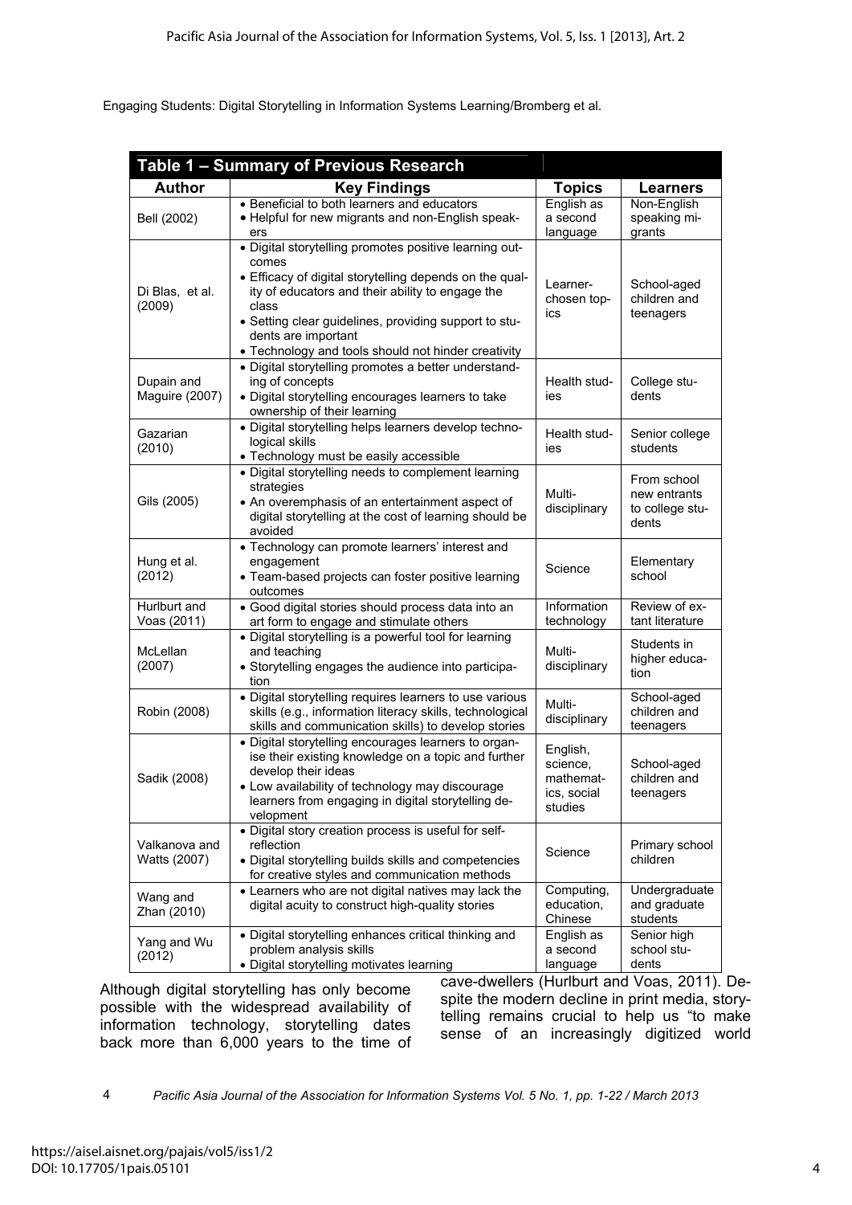**Table 1 – Summary of Previous Research**

| Author | Key Findings | Topics | Learners |
|---|---|---|---|
| Bell (2002) | • Beneficial to both learners and educators<br>• Helpful for new migrants and non-English speakers | English as a second language | Non-English speaking migrants |
| Di Blas, et al. (2009) | • Digital storytelling promotes positive learning outcomes<br>• Efficacy of digital storytelling depends on the quality of educators and their ability to engage the class<br>• Setting clear guidelines, providing support to students are important<br>• Technology and tools should not hinder creativity | Learner-chosen topics | School-aged children and teenagers |
| Dupain and Maguire (2007) | • Digital storytelling promotes a better understanding of concepts<br>• Digital storytelling encourages learners to take ownership of their learning | Health studies | College students |
| Gazarian (2010) | • Digital storytelling helps learners develop technological skills<br>• Technology must be easily accessible | Health studies | Senior college students |
| Gils (2005) | • Digital storytelling needs to complement learning strategies<br>• An overemphasis of an entertainment aspect of digital storytelling at the cost of learning should be avoided | Multi-disciplinary | From school new entrants to college students |
| Hung et al. (2012) | • Technology can promote learners' interest and engagement<br>• Team-based projects can foster positive learning outcomes | Science | Elementary school |
| Hurlburt and Voas (2011) | • Good digital stories should process data into an art form to engage and stimulate others | Information technology | Review of extant literature |
| McLellan (2007) | • Digital storytelling is a powerful tool for learning and teaching<br>• Storytelling engages the audience into participation | Multi-disciplinary | Students in higher education |
| Robin (2008) | • Digital storytelling requires learners to use various skills (e.g., information literacy skills, technological skills and communication skills) to develop stories | Multi-disciplinary | School-aged children and teenagers |
| Sadik (2008) | • Digital storytelling encourages learners to organise their existing knowledge on a topic and further develop their ideas<br>• Low availability of technology may discourage learners from engaging in digital storytelling development | English, science, mathematics, social studies | School-aged children and teenagers |
| Valkanova and Watts (2007) | • Digital story creation process is useful for self-reflection<br>• Digital storytelling builds skills and competencies for creative styles and communication methods | Science | Primary school children |
| Wang and Zhan (2010) | • Learners who are not digital natives may lack the digital acuity to construct high-quality stories | Computing, education, Chinese | Undergraduate and graduate students |
| Yang and Wu (2012) | • Digital storytelling enhances critical thinking and problem analysis skills<br>• Digital storytelling motivates learning | English as a second language | Senior high school students |

Although digital storytelling has only become possible with the widespread availability of information technology, storytelling dates back more than 6,000 years to the time of cave-dwellers (Hurlburt and Voas, 2011). Despite the modern decline in print media, storytelling remains crucial to help us "to make sense of an increasingly digitized world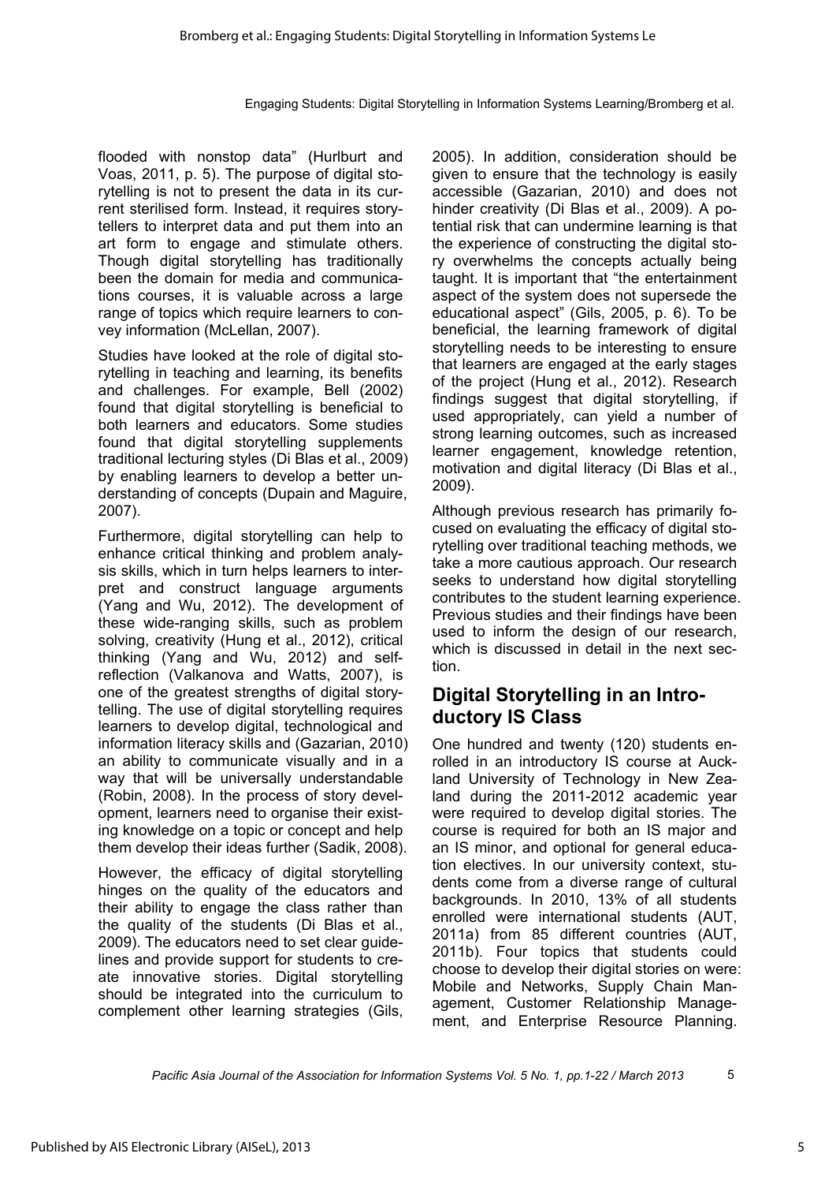flooded with nonstop data" (Hurlburt and Voas, 2011, p. 5). The purpose of digital storytelling is not to present the data in its current sterilised form. Instead, it requires storytellers to interpret data and put them into an art form to engage and stimulate others. Though digital storytelling has traditionally been the domain for media and communications courses, it is valuable across a large range of topics which require learners to convey information (McLellan, 2007).

Studies have looked at the role of digital storytelling in teaching and learning, its benefits and challenges. For example, Bell (2002) found that digital storytelling is beneficial to both learners and educators. Some studies found that digital storytelling supplements traditional lecturing styles (Di Blas et al., 2009) by enabling learners to develop a better understanding of concepts (Dupain and Maguire, 2007).

Furthermore, digital storytelling can help to enhance critical thinking and problem analysis skills, which in turn helps learners to interpret and construct language arguments (Yang and Wu, 2012). The development of these wide-ranging skills, such as problem solving, creativity (Hung et al., 2012), critical thinking (Yang and Wu, 2012) and self-reflection (Valkanova and Watts, 2007), is one of the greatest strengths of digital storytelling. The use of digital storytelling requires learners to develop digital, technological and information literacy skills and (Gazarian, 2010) an ability to communicate visually and in a way that will be universally understandable (Robin, 2008). In the process of story development, learners need to organise their existing knowledge on a topic or concept and help them develop their ideas further (Sadik, 2008).

However, the efficacy of digital storytelling hinges on the quality of the educators and their ability to engage the class rather than the quality of the students (Di Blas et al., 2009). The educators need to set clear guidelines and provide support for students to create innovative stories. Digital storytelling should be integrated into the curriculum to complement other learning strategies (Gils, 2005). In addition, consideration should be given to ensure that the technology is easily accessible (Gazarian, 2010) and does not hinder creativity (Di Blas et al., 2009). A potential risk that can undermine learning is that the experience of constructing the digital story overwhelms the concepts actually being taught. It is important that "the entertainment aspect of the system does not supersede the educational aspect" (Gils, 2005, p. 6). To be beneficial, the learning framework of digital storytelling needs to be interesting to ensure that learners are engaged at the early stages of the project (Hung et al., 2012). Research findings suggest that digital storytelling, if used appropriately, can yield a number of strong learning outcomes, such as increased learner engagement, knowledge retention, motivation and digital literacy (Di Blas et al., 2009).

Although previous research has primarily focused on evaluating the efficacy of digital storytelling over traditional teaching methods, we take a more cautious approach. Our research seeks to understand how digital storytelling contributes to the student learning experience. Previous studies and their findings have been used to inform the design of our research, which is discussed in detail in the next section.

## Digital Storytelling in an Introductory IS Class

One hundred and twenty (120) students enrolled in an introductory IS course at Auckland University of Technology in New Zealand during the 2011-2012 academic year were required to develop digital stories. The course is required for both an IS major and an IS minor, and optional for general education electives. In our university context, students come from a diverse range of cultural backgrounds. In 2010, 13% of all students enrolled were international students (AUT, 2011a) from 85 different countries (AUT, 2011b). Four topics that students could choose to develop their digital stories on were: Mobile and Networks, Supply Chain Management, Customer Relationship Management, and Enterprise Resource Planning.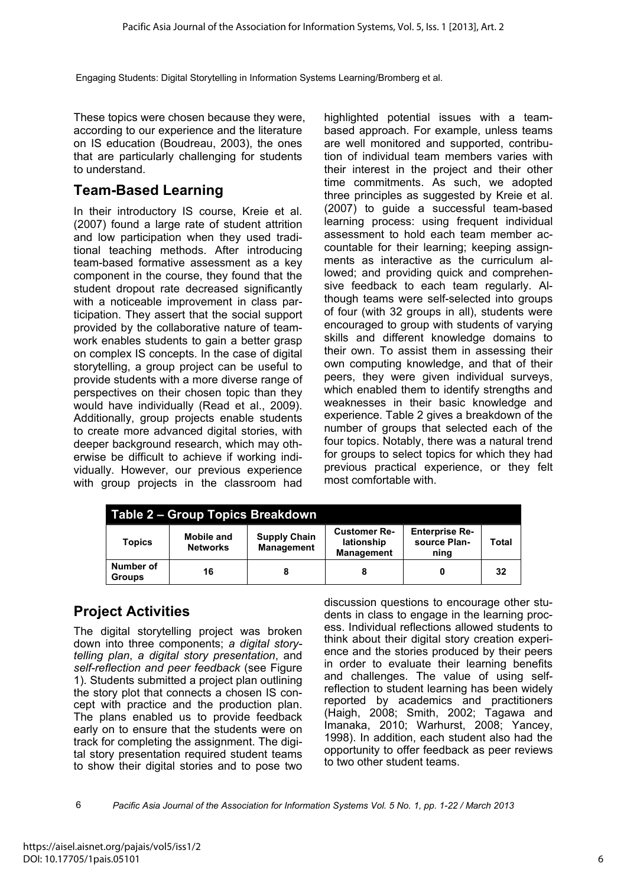These topics were chosen because they were, according to our experience and the literature on IS education (Boudreau, 2003), the ones that are particularly challenging for students to understand.

## Team-Based Learning

In their introductory IS course, Kreie et al. (2007) found a large rate of student attrition and low participation when they used traditional teaching methods. After introducing team-based formative assessment as a key component in the course, they found that the student dropout rate decreased significantly with a noticeable improvement in class participation. They assert that the social support provided by the collaborative nature of teamwork enables students to gain a better grasp on complex IS concepts. In the case of digital storytelling, a group project can be useful to provide students with a more diverse range of perspectives on their chosen topic than they would have individually (Read et al., 2009). Additionally, group projects enable students to create more advanced digital stories, with deeper background research, which may otherwise be difficult to achieve if working individually. However, our previous experience with group projects in the classroom had highlighted potential issues with a team-based approach. For example, unless teams are well monitored and supported, contribution of individual team members varies with their interest in the project and their other time commitments. As such, we adopted three principles as suggested by Kreie et al. (2007) to guide a successful team-based learning process: using frequent individual assessment to hold each team member accountable for their learning; keeping assignments as interactive as the curriculum allowed; and providing quick and comprehensive feedback to each team regularly. Although teams were self-selected into groups of four (with 32 groups in all), students were encouraged to group with students of varying skills and different knowledge domains to their own. To assist them in assessing their own computing knowledge, and that of their peers, they were given individual surveys, which enabled them to identify strengths and weaknesses in their basic knowledge and experience. Table 2 gives a breakdown of the number of groups that selected each of the four topics. Notably, there was a natural trend for groups to select topics for which they had previous practical experience, or they felt most comfortable with.

**Table 2 – Group Topics Breakdown**

| Topics | Mobile and Networks | Supply Chain Management | Customer Relationship Management | Enterprise Resource Planning | Total |
|---|---|---|---|---|---|
| Number of Groups | 16 | 8 | 8 | 0 | 32 |

## Project Activities

The digital storytelling project was broken down into three components; *a digital storytelling plan*, *a digital story presentation*, and *self-reflection and peer feedback* (see Figure 1). Students submitted a project plan outlining the story plot that connects a chosen IS concept with practice and the production plan. The plans enabled us to provide feedback early on to ensure that the students were on track for completing the assignment. The digital story presentation required student teams to show their digital stories and to pose two discussion questions to encourage other students in class to engage in the learning process. Individual reflections allowed students to think about their digital story creation experience and the stories produced by their peers in order to evaluate their learning benefits and challenges. The value of using self-reflection to student learning has been widely reported by academics and practitioners (Haigh, 2008; Smith, 2002; Tagawa and Imanaka, 2010; Warhurst, 2008; Yancey, 1998). In addition, each student also had the opportunity to offer feedback as peer reviews to two other student teams.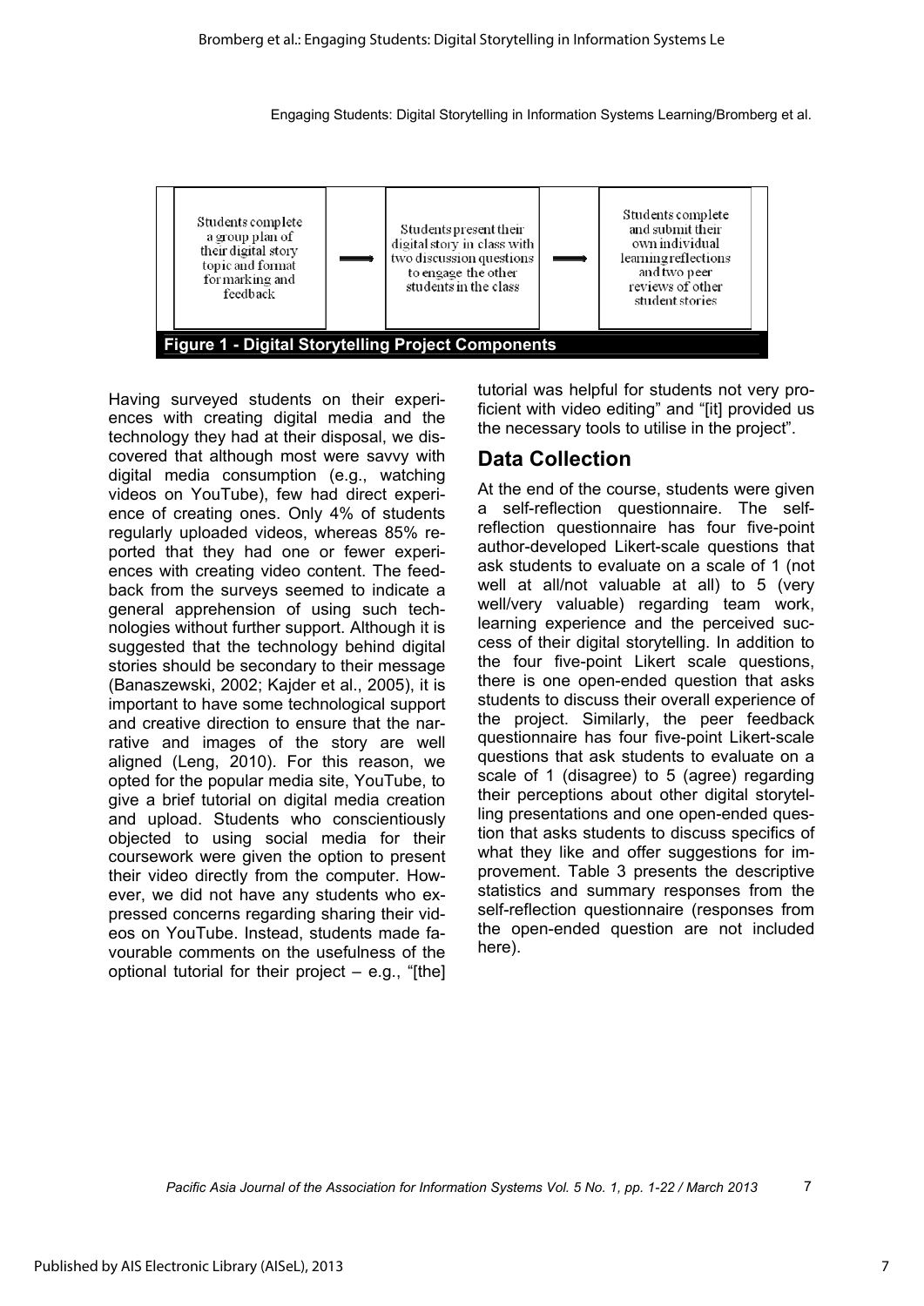Students complete a group plan of their digital story topic and format for marking and feedback → Students present their digital story in class with two discussion questions to engage the other students in the class → Students complete and submit their own individual learning reflections and two peer reviews of other student stories

**Figure 1 - Digital Storytelling Project Components**

Having surveyed students on their experiences with creating digital media and the technology they had at their disposal, we discovered that although most were savvy with digital media consumption (e.g., watching videos on YouTube), few had direct experience of creating ones. Only 4% of students regularly uploaded videos, whereas 85% reported that they had one or fewer experiences with creating video content. The feedback from the surveys seemed to indicate a general apprehension of using such technologies without further support. Although it is suggested that the technology behind digital stories should be secondary to their message (Banaszewski, 2002; Kajder et al., 2005), it is important to have some technological support and creative direction to ensure that the narrative and images of the story are well aligned (Leng, 2010). For this reason, we opted for the popular media site, YouTube, to give a brief tutorial on digital media creation and upload. Students who conscientiously objected to using social media for their coursework were given the option to present their video directly from the computer. However, we did not have any students who expressed concerns regarding sharing their videos on YouTube. Instead, students made favourable comments on the usefulness of the optional tutorial for their project – e.g., "[the] tutorial was helpful for students not very proficient with video editing" and "[it] provided us the necessary tools to utilise in the project".

## Data Collection

At the end of the course, students were given a self-reflection questionnaire. The self-reflection questionnaire has four five-point author-developed Likert-scale questions that ask students to evaluate on a scale of 1 (not well at all/not valuable at all) to 5 (very well/very valuable) regarding team work, learning experience and the perceived success of their digital storytelling. In addition to the four five-point Likert scale questions, there is one open-ended question that asks students to discuss their overall experience of the project. Similarly, the peer feedback questionnaire has four five-point Likert-scale questions that ask students to evaluate on a scale of 1 (disagree) to 5 (agree) regarding their perceptions about other digital storytelling presentations and one open-ended question that asks students to discuss specifics of what they like and offer suggestions for improvement. Table 3 presents the descriptive statistics and summary responses from the self-reflection questionnaire (responses from the open-ended question are not included here).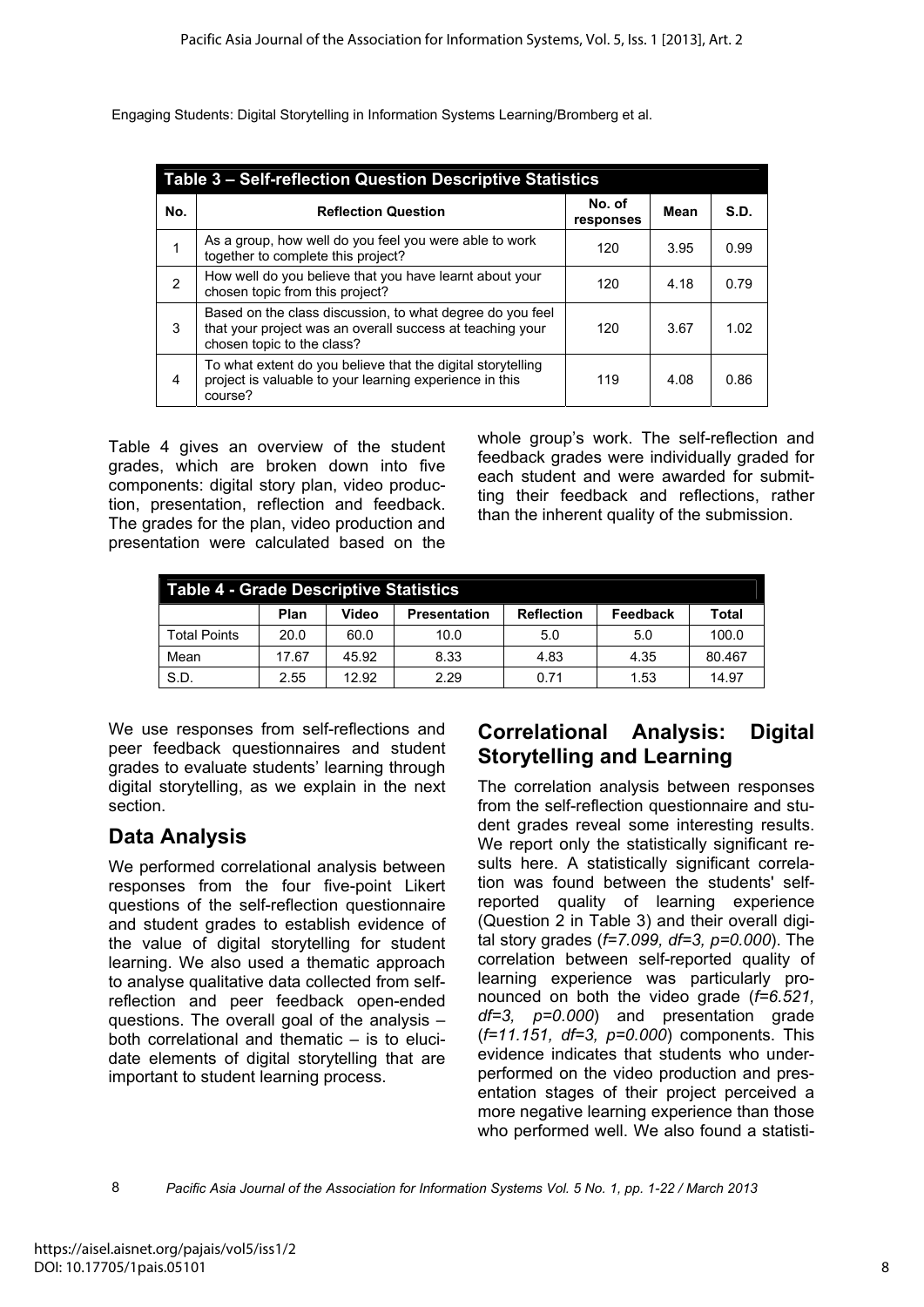**Table 3 – Self-reflection Question Descriptive Statistics**

| No. | Reflection Question | No. of responses | Mean | S.D. |
|---|---|---|---|---|
| 1 | As a group, how well do you feel you were able to work together to complete this project? | 120 | 3.95 | 0.99 |
| 2 | How well do you believe that you have learnt about your chosen topic from this project? | 120 | 4.18 | 0.79 |
| 3 | Based on the class discussion, to what degree do you feel that your project was an overall success at teaching your chosen topic to the class? | 120 | 3.67 | 1.02 |
| 4 | To what extent do you believe that the digital storytelling project is valuable to your learning experience in this course? | 119 | 4.08 | 0.86 |

Table 4 gives an overview of the student grades, which are broken down into five components: digital story plan, video production, presentation, reflection and feedback. The grades for the plan, video production and presentation were calculated based on the whole group's work. The self-reflection and feedback grades were individually graded for each student and were awarded for submitting their feedback and reflections, rather than the inherent quality of the submission.

**Table 4 - Grade Descriptive Statistics**

| | Plan | Video | Presentation | Reflection | Feedback | Total |
|---|---|---|---|---|---|---|
| Total Points | 20.0 | 60.0 | 10.0 | 5.0 | 5.0 | 100.0 |
| Mean | 17.67 | 45.92 | 8.33 | 4.83 | 4.35 | 80.467 |
| S.D. | 2.55 | 12.92 | 2.29 | 0.71 | 1.53 | 14.97 |

We use responses from self-reflections and peer feedback questionnaires and student grades to evaluate students' learning through digital storytelling, as we explain in the next section.

## Data Analysis

We performed correlational analysis between responses from the four five-point Likert questions of the self-reflection questionnaire and student grades to establish evidence of the value of digital storytelling for student learning. We also used a thematic approach to analyse qualitative data collected from self-reflection and peer feedback open-ended questions. The overall goal of the analysis – both correlational and thematic – is to elucidate elements of digital storytelling that are important to student learning process.

## Correlational Analysis: Digital Storytelling and Learning

The correlation analysis between responses from the self-reflection questionnaire and student grades reveal some interesting results. We report only the statistically significant results here. A statistically significant correlation was found between the students' self-reported quality of learning experience (Question 2 in Table 3) and their overall digital story grades ($f=7.099$, $df=3$, $p=0.000$). The correlation between self-reported quality of learning experience was particularly pronounced on both the video grade ($f=6.521$, $df=3$, $p=0.000$) and presentation grade ($f=11.151$, $df=3$, $p=0.000$) components. This evidence indicates that students who underperformed on the video production and presentation stages of their project perceived a more negative learning experience than those who performed well. We also found a statisti-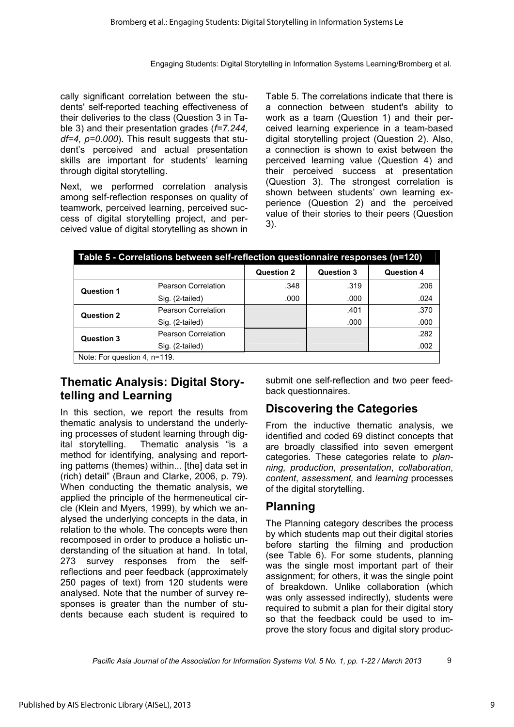cally significant correlation between the students' self-reported teaching effectiveness of their deliveries to the class (Question 3 in Table 3) and their presentation grades (*f=7.244, df=4, p=0.000*). This result suggests that student's perceived and actual presentation skills are important for students' learning through digital storytelling.

Next, we performed correlation analysis among self-reflection responses on quality of teamwork, perceived learning, perceived success of digital storytelling project, and perceived value of digital storytelling as shown in Table 5. The correlations indicate that there is a connection between student's ability to work as a team (Question 1) and their perceived learning experience in a team-based digital storytelling project (Question 2). Also, a connection is shown to exist between the perceived learning value (Question 4) and their perceived success at presentation (Question 3). The strongest correlation is shown between students' own learning experience (Question 2) and the perceived value of their stories to their peers (Question 3).

**Table 5 - Correlations between self-reflection questionnaire responses (n=120)**

| | | Question 2 | Question 3 | Question 4 |
|---|---|---|---|---|
| **Question 1** | Pearson Correlation | .348 | .319 | .206 |
| | Sig. (2-tailed) | .000 | .000 | .024 |
| **Question 2** | Pearson Correlation | | .401 | .370 |
| | Sig. (2-tailed) | | .000 | .000 |
| **Question 3** | Pearson Correlation | | | .282 |
| | Sig. (2-tailed) | | | .002 |

Note: For question 4, n=119.

## Thematic Analysis: Digital Storytelling and Learning

In this section, we report the results from thematic analysis to understand the underlying processes of student learning through digital storytelling. Thematic analysis "is a method for identifying, analysing and reporting patterns (themes) within... [the] data set in (rich) detail" (Braun and Clarke, 2006, p. 79). When conducting the thematic analysis, we applied the principle of the hermeneutical circle (Klein and Myers, 1999), by which we analysed the underlying concepts in the data, in relation to the whole. The concepts were then recomposed in order to produce a holistic understanding of the situation at hand. In total, 273 survey responses from the self-reflections and peer feedback (approximately 250 pages of text) from 120 students were analysed. Note that the number of survey responses is greater than the number of students because each student is required to submit one self-reflection and two peer feedback questionnaires.

## Discovering the Categories

From the inductive thematic analysis, we identified and coded 69 distinct concepts that are broadly classified into seven emergent categories. These categories relate to *planning, production*, *presentation*, *collaboration*, *content*, *assessment,* and *learning* processes of the digital storytelling.

## Planning

The Planning category describes the process by which students map out their digital stories before starting the filming and production (see Table 6). For some students, planning was the single most important part of their assignment; for others, it was the single point of breakdown. Unlike collaboration (which was only assessed indirectly), students were required to submit a plan for their digital story so that the feedback could be used to improve the story focus and digital story produc-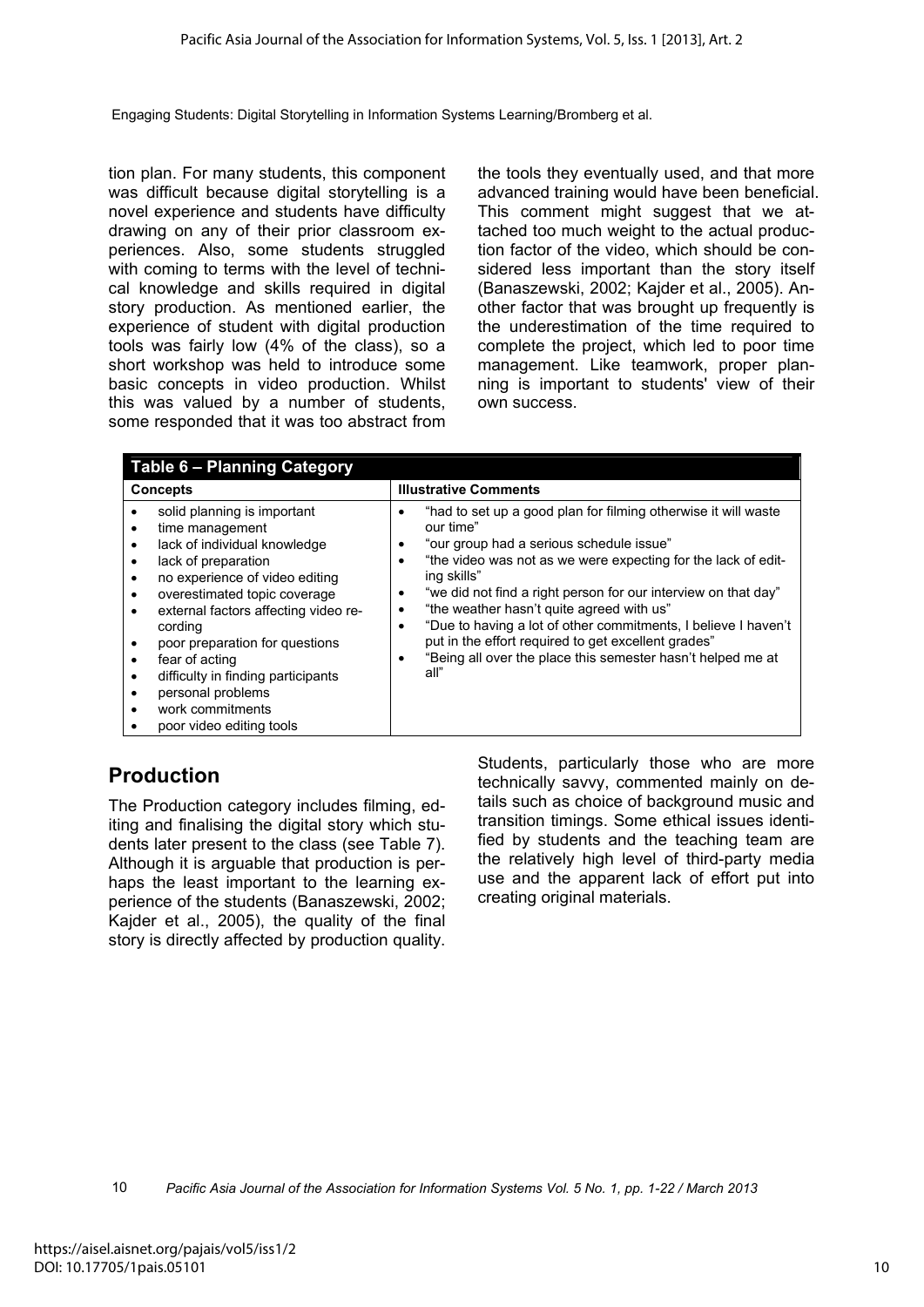tion plan. For many students, this component was difficult because digital storytelling is a novel experience and students have difficulty drawing on any of their prior classroom experiences. Also, some students struggled with coming to terms with the level of technical knowledge and skills required in digital story production. As mentioned earlier, the experience of student with digital production tools was fairly low (4% of the class), so a short workshop was held to introduce some basic concepts in video production. Whilst this was valued by a number of students, some responded that it was too abstract from the tools they eventually used, and that more advanced training would have been beneficial. This comment might suggest that we attached too much weight to the actual production factor of the video, which should be considered less important than the story itself (Banaszewski, 2002; Kajder et al., 2005). Another factor that was brought up frequently is the underestimation of the time required to complete the project, which led to poor time management. Like teamwork, proper planning is important to students' view of their own success.

**Table 6 – Planning Category**

| Concepts | Illustrative Comments |
|---|---|
| • solid planning is important<br>• time management<br>• lack of individual knowledge<br>• lack of preparation<br>• no experience of video editing<br>• overestimated topic coverage<br>• external factors affecting video recording<br>• poor preparation for questions<br>• fear of acting<br>• difficulty in finding participants<br>• personal problems<br>• work commitments<br>• poor video editing tools | • "had to set up a good plan for filming otherwise it will waste our time"<br>• "our group had a serious schedule issue"<br>• "the video was not as we were expecting for the lack of editing skills"<br>• "we did not find a right person for our interview on that day"<br>• "the weather hasn't quite agreed with us"<br>• "Due to having a lot of other commitments, I believe I haven't put in the effort required to get excellent grades"<br>• "Being all over the place this semester hasn't helped me at all" |

## Production

The Production category includes filming, editing and finalising the digital story which students later present to the class (see Table 7). Although it is arguable that production is perhaps the least important to the learning experience of the students (Banaszewski, 2002; Kajder et al., 2005), the quality of the final story is directly affected by production quality. Students, particularly those who are more technically savvy, commented mainly on details such as choice of background music and transition timings. Some ethical issues identified by students and the teaching team are the relatively high level of third-party media use and the apparent lack of effort put into creating original materials.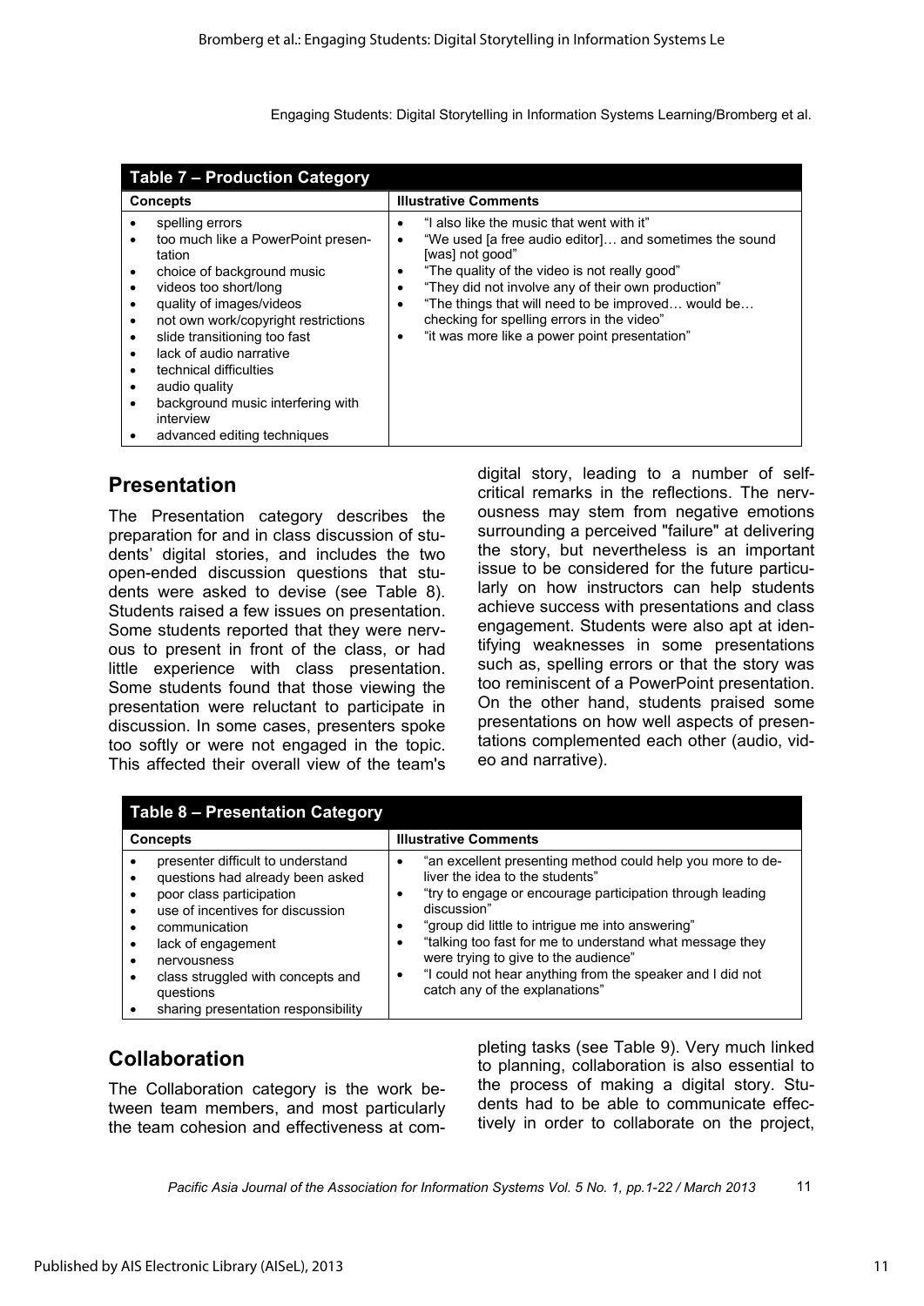**Table 7 – Production Category**

| Concepts | Illustrative Comments |
|---|---|
| • spelling errors<br>• too much like a PowerPoint presentation<br>• choice of background music<br>• videos too short/long<br>• quality of images/videos<br>• not own work/copyright restrictions<br>• slide transitioning too fast<br>• lack of audio narrative<br>• technical difficulties<br>• audio quality<br>• background music interfering with interview<br>• advanced editing techniques | • "I also like the music that went with it"<br>• "We used [a free audio editor]… and sometimes the sound [was] not good"<br>• "The quality of the video is not really good"<br>• "They did not involve any of their own production"<br>• "The things that will need to be improved… would be… checking for spelling errors in the video"<br>• "it was more like a power point presentation" |

## Presentation

The Presentation category describes the preparation for and in class discussion of students' digital stories, and includes the two open-ended discussion questions that students were asked to devise (see Table 8). Students raised a few issues on presentation. Some students reported that they were nervous to present in front of the class, or had little experience with class presentation. Some students found that those viewing the presentation were reluctant to participate in discussion. In some cases, presenters spoke too softly or were not engaged in the topic. This affected their overall view of the team's digital story, leading to a number of self-critical remarks in the reflections. The nervousness may stem from negative emotions surrounding a perceived "failure" at delivering the story, but nevertheless is an important issue to be considered for the future particularly on how instructors can help students achieve success with presentations and class engagement. Students were also apt at identifying weaknesses in some presentations such as, spelling errors or that the story was too reminiscent of a PowerPoint presentation. On the other hand, students praised some presentations on how well aspects of presentations complemented each other (audio, video and narrative).

**Table 8 – Presentation Category**

| Concepts | Illustrative Comments |
|---|---|
| • presenter difficult to understand<br>• questions had already been asked<br>• poor class participation<br>• use of incentives for discussion<br>• communication<br>• lack of engagement<br>• nervousness<br>• class struggled with concepts and questions<br>• sharing presentation responsibility | • "an excellent presenting method could help you more to deliver the idea to the students"<br>• "try to engage or encourage participation through leading discussion"<br>• "group did little to intrigue me into answering"<br>• "talking too fast for me to understand what message they were trying to give to the audience"<br>• "I could not hear anything from the speaker and I did not catch any of the explanations" |

## Collaboration

The Collaboration category is the work between team members, and most particularly the team cohesion and effectiveness at completing tasks (see Table 9). Very much linked to planning, collaboration is also essential to the process of making a digital story. Students had to be able to communicate effectively in order to collaborate on the project,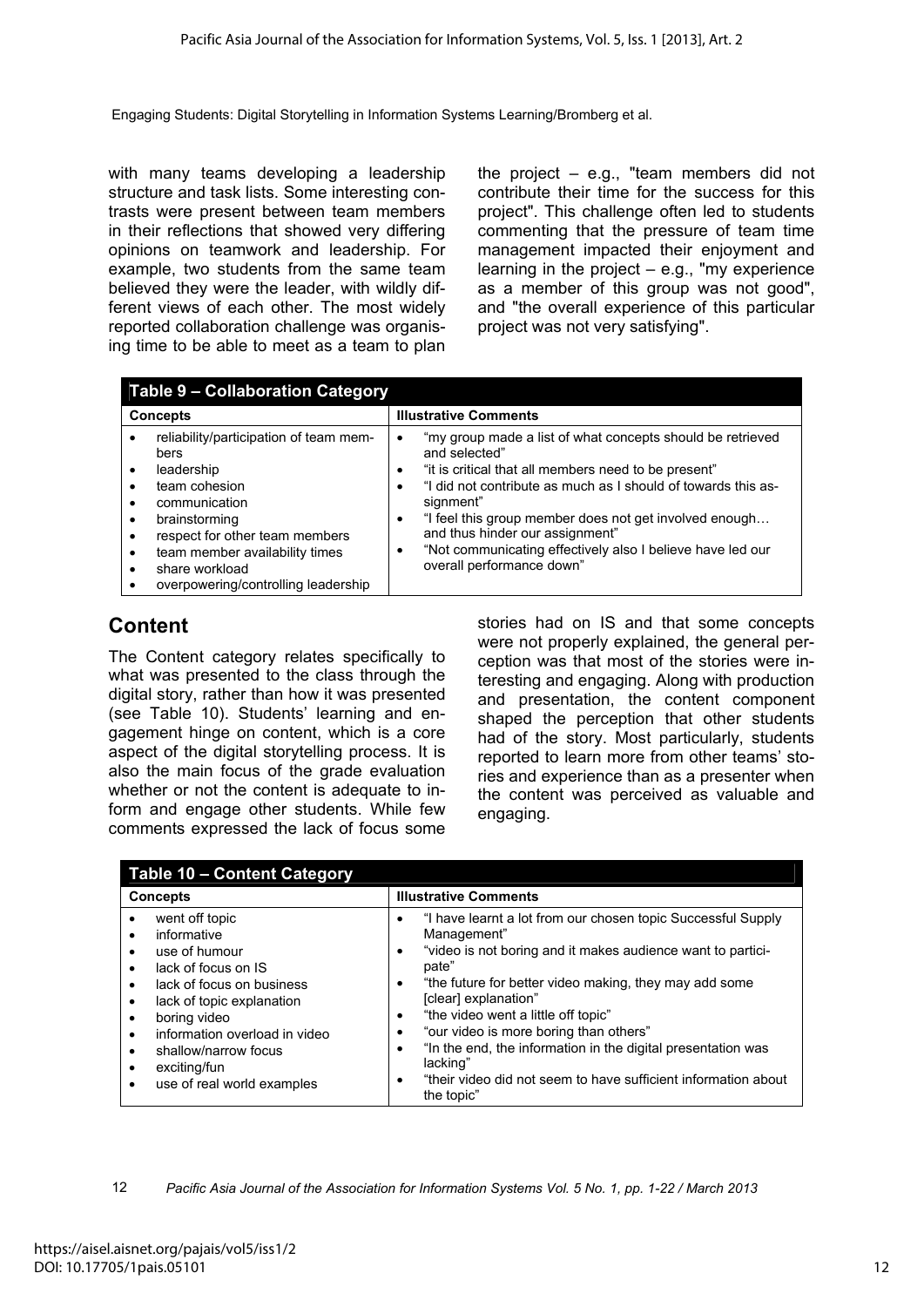with many teams developing a leadership structure and task lists. Some interesting contrasts were present between team members in their reflections that showed very differing opinions on teamwork and leadership. For example, two students from the same team believed they were the leader, with wildly different views of each other. The most widely reported collaboration challenge was organising time to be able to meet as a team to plan the project – e.g., "team members did not contribute their time for the success for this project". This challenge often led to students commenting that the pressure of team time management impacted their enjoyment and learning in the project – e.g., "my experience as a member of this group was not good", and "the overall experience of this particular project was not very satisfying".

**Table 9 – Collaboration Category**

| Concepts | Illustrative Comments |
|---|---|
| • reliability/participation of team members<br>• leadership<br>• team cohesion<br>• communication<br>• brainstorming<br>• respect for other team members<br>• team member availability times<br>• share workload<br>• overpowering/controlling leadership | • "my group made a list of what concepts should be retrieved and selected"<br>• "it is critical that all members need to be present"<br>• "I did not contribute as much as I should of towards this assignment"<br>• "I feel this group member does not get involved enough… and thus hinder our assignment"<br>• "Not communicating effectively also I believe have led our overall performance down" |

## Content

The Content category relates specifically to what was presented to the class through the digital story, rather than how it was presented (see Table 10). Students' learning and engagement hinge on content, which is a core aspect of the digital storytelling process. It is also the main focus of the grade evaluation whether or not the content is adequate to inform and engage other students. While few comments expressed the lack of focus some stories had on IS and that some concepts were not properly explained, the general perception was that most of the stories were interesting and engaging. Along with production and presentation, the content component shaped the perception that other students had of the story. Most particularly, students reported to learn more from other teams' stories and experience than as a presenter when the content was perceived as valuable and engaging.

**Table 10 – Content Category**

| Concepts | Illustrative Comments |
|---|---|
| • went off topic<br>• informative<br>• use of humour<br>• lack of focus on IS<br>• lack of focus on business<br>• lack of topic explanation<br>• boring video<br>• information overload in video<br>• shallow/narrow focus<br>• exciting/fun<br>• use of real world examples | • "I have learnt a lot from our chosen topic Successful Supply Management"<br>• "video is not boring and it makes audience want to participate"<br>• "the future for better video making, they may add some [clear] explanation"<br>• "the video went a little off topic"<br>• "our video is more boring than others"<br>• "In the end, the information in the digital presentation was lacking"<br>• "their video did not seem to have sufficient information about the topic" |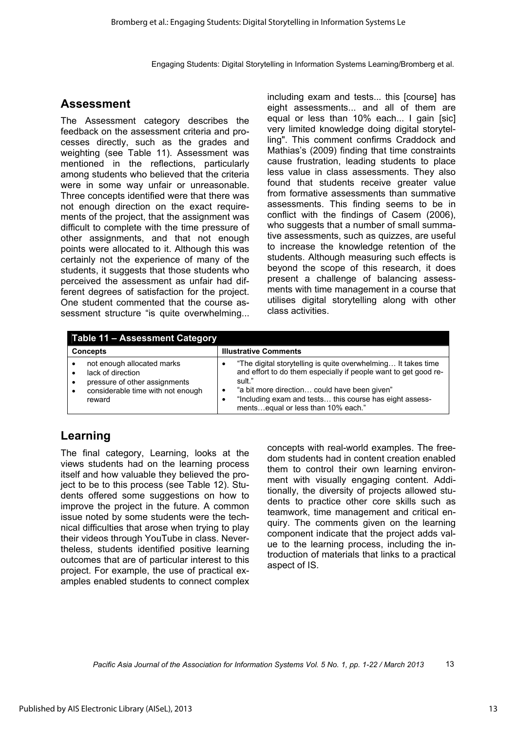## Assessment

The Assessment category describes the feedback on the assessment criteria and processes directly, such as the grades and weighting (see Table 11). Assessment was mentioned in the reflections, particularly among students who believed that the criteria were in some way unfair or unreasonable. Three concepts identified were that there was not enough direction on the exact requirements of the project, that the assignment was difficult to complete with the time pressure of other assignments, and that not enough points were allocated to it. Although this was certainly not the experience of many of the students, it suggests that those students who perceived the assessment as unfair had different degrees of satisfaction for the project. One student commented that the course assessment structure "is quite overwhelming... including exam and tests... this [course] has eight assessments... and all of them are equal or less than 10% each... I gain [sic] very limited knowledge doing digital storytelling". This comment confirms Craddock and Mathias's (2009) finding that time constraints cause frustration, leading students to place less value in class assessments. They also found that students receive greater value from formative assessments than summative assessments. This finding seems to be in conflict with the findings of Casem (2006), who suggests that a number of small summative assessments, such as quizzes, are useful to increase the knowledge retention of the students. Although measuring such effects is beyond the scope of this research, it does present a challenge of balancing assessments with time management in a course that utilises digital storytelling along with other class activities.

**Table 11 – Assessment Category**

| Concepts | Illustrative Comments |
|---|---|
| • not enough allocated marks<br>• lack of direction<br>• pressure of other assignments<br>• considerable time with not enough reward | • "The digital storytelling is quite overwhelming… It takes time and effort to do them especially if people want to get good result."<br>• "a bit more direction… could have been given"<br>• "Including exam and tests… this course has eight assessments…equal or less than 10% each." |

## Learning

The final category, Learning, looks at the views students had on the learning process itself and how valuable they believed the project to be to this process (see Table 12). Students offered some suggestions on how to improve the project in the future. A common issue noted by some students were the technical difficulties that arose when trying to play their videos through YouTube in class. Nevertheless, students identified positive learning outcomes that are of particular interest to this project. For example, the use of practical examples enabled students to connect complex concepts with real-world examples. The freedom students had in content creation enabled them to control their own learning environment with visually engaging content. Additionally, the diversity of projects allowed students to practice other core skills such as teamwork, time management and critical enquiry. The comments given on the learning component indicate that the project adds value to the learning process, including the introduction of materials that links to a practical aspect of IS.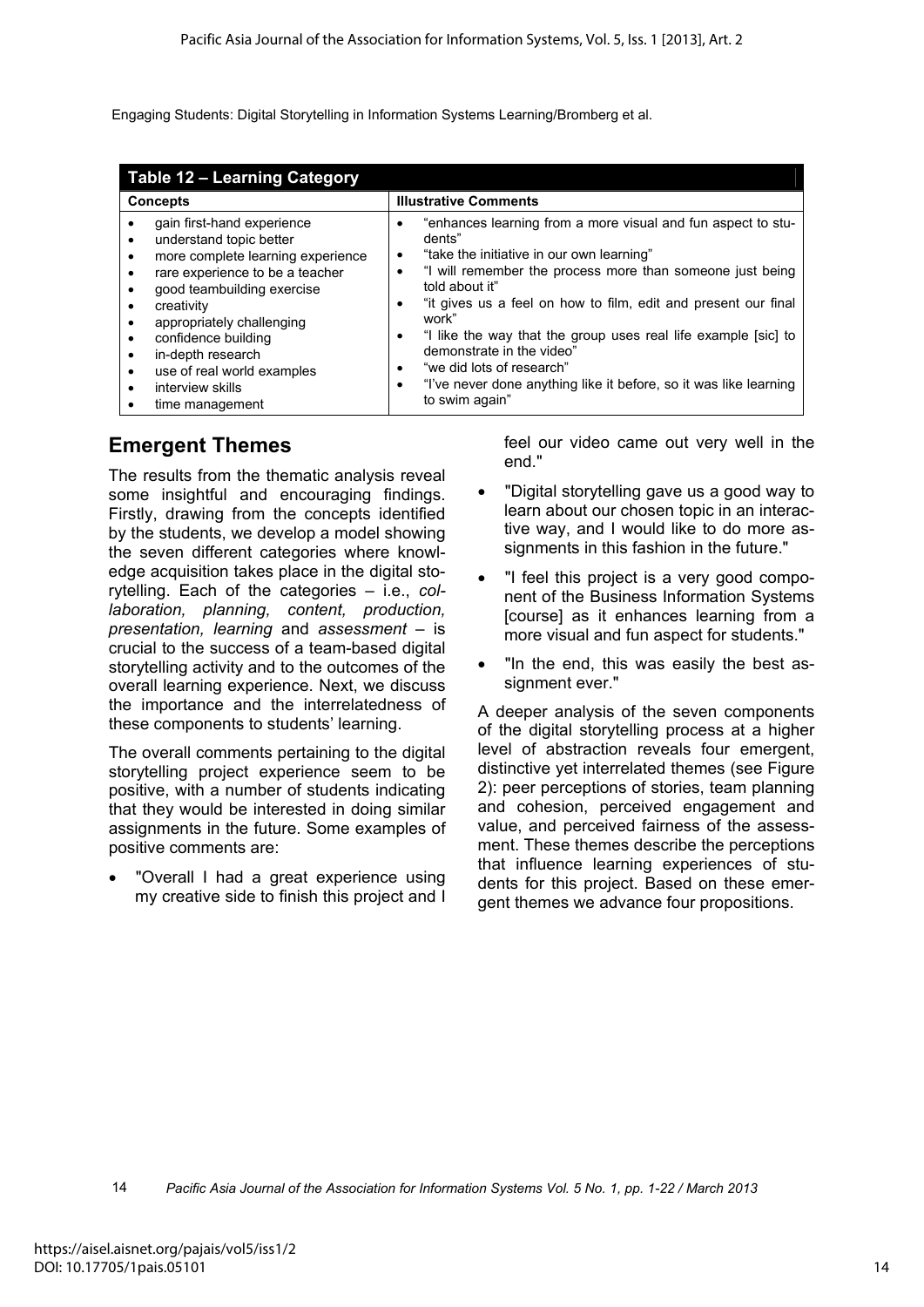**Table 12 – Learning Category**

| Concepts | Illustrative Comments |
|---|---|
| • gain first-hand experience<br>• understand topic better<br>• more complete learning experience<br>• rare experience to be a teacher<br>• good teambuilding exercise<br>• creativity<br>• appropriately challenging<br>• confidence building<br>• in-depth research<br>• use of real world examples<br>• interview skills<br>• time management | • "enhances learning from a more visual and fun aspect to students"<br>• "take the initiative in our own learning"<br>• "I will remember the process more than someone just being told about it"<br>• "it gives us a feel on how to film, edit and present our final work"<br>• "I like the way that the group uses real life example [sic] to demonstrate in the video"<br>• "we did lots of research"<br>• "I've never done anything like it before, so it was like learning to swim again" |

## Emergent Themes

The results from the thematic analysis reveal some insightful and encouraging findings. Firstly, drawing from the concepts identified by the students, we develop a model showing the seven different categories where knowledge acquisition takes place in the digital storytelling. Each of the categories – i.e., *collaboration, planning, content, production, presentation, learning* and *assessment* – is crucial to the success of a team-based digital storytelling activity and to the outcomes of the overall learning experience. Next, we discuss the importance and the interrelatedness of these components to students' learning.

The overall comments pertaining to the digital storytelling project experience seem to be positive, with a number of students indicating that they would be interested in doing similar assignments in the future. Some examples of positive comments are:

- "Overall I had a great experience using my creative side to finish this project and I feel our video came out very well in the end."
- "Digital storytelling gave us a good way to learn about our chosen topic in an interactive way, and I would like to do more assignments in this fashion in the future."
- "I feel this project is a very good component of the Business Information Systems [course] as it enhances learning from a more visual and fun aspect for students."
- "In the end, this was easily the best assignment ever."

A deeper analysis of the seven components of the digital storytelling process at a higher level of abstraction reveals four emergent, distinctive yet interrelated themes (see Figure 2): peer perceptions of stories, team planning and cohesion, perceived engagement and value, and perceived fairness of the assessment. These themes describe the perceptions that influence learning experiences of students for this project. Based on these emergent themes we advance four propositions.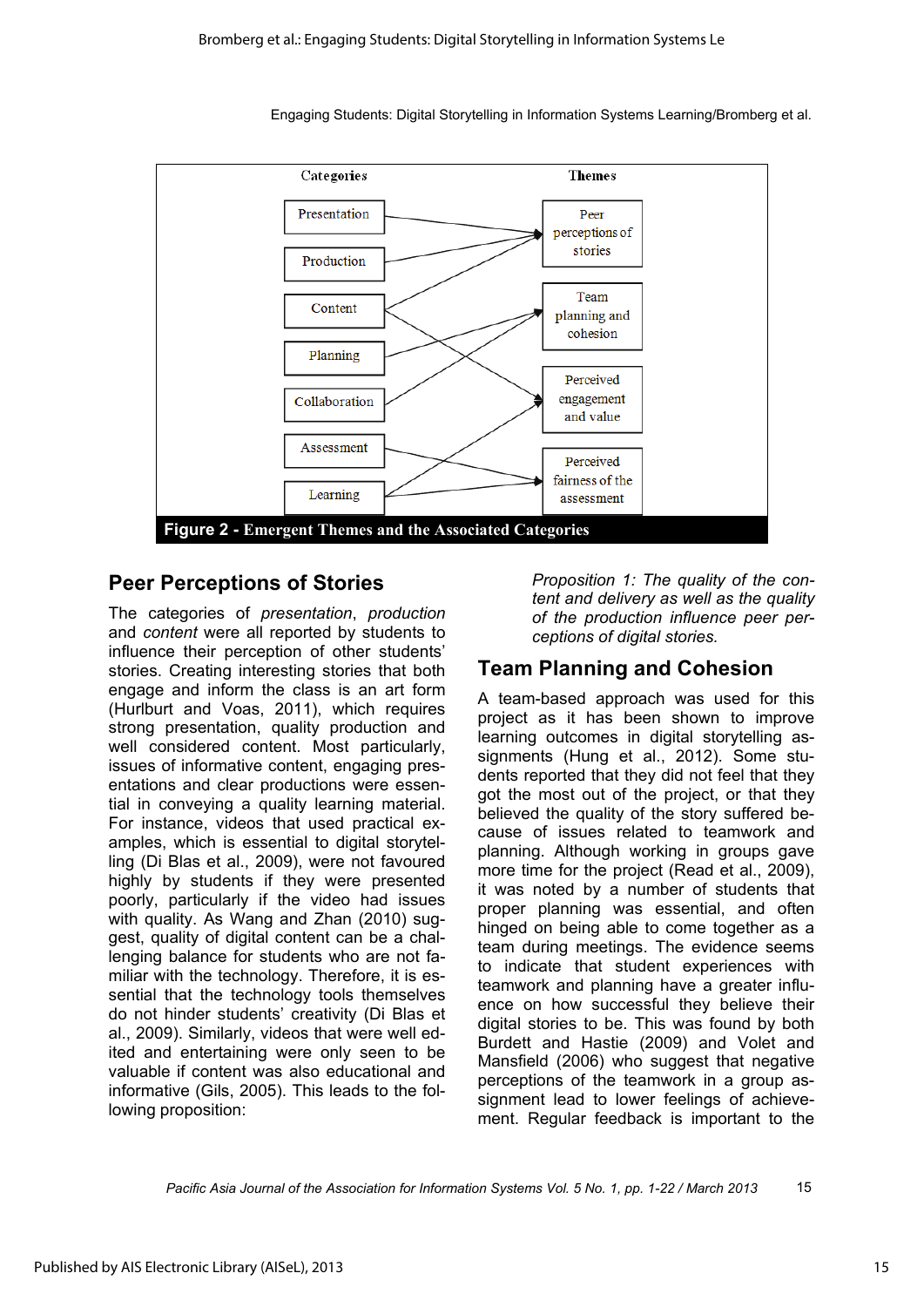Categories

Themes

Presentation

Production

Content

Planning

Collaboration

Assessment

Learning

Peer perceptions of stories

Team planning and cohesion

Perceived engagement and value

Perceived fairness of the assessment

**Figure 2 - Emergent Themes and the Associated Categories**

## Peer Perceptions of Stories

The categories of *presentation*, *production* and *content* were all reported by students to influence their perception of other students' stories. Creating interesting stories that both engage and inform the class is an art form (Hurlburt and Voas, 2011), which requires strong presentation, quality production and well considered content. Most particularly, issues of informative content, engaging presentations and clear productions were essential in conveying a quality learning material. For instance, videos that used practical examples, which is essential to digital storytelling (Di Blas et al., 2009), were not favoured highly by students if they were presented poorly, particularly if the video had issues with quality. As Wang and Zhan (2010) suggest, quality of digital content can be a challenging balance for students who are not familiar with the technology. Therefore, it is essential that the technology tools themselves do not hinder students' creativity (Di Blas et al., 2009). Similarly, videos that were well edited and entertaining were only seen to be valuable if content was also educational and informative (Gils, 2005). This leads to the following proposition:

*Proposition 1: The quality of the content and delivery as well as the quality of the production influence peer perceptions of digital stories.*

## Team Planning and Cohesion

A team-based approach was used for this project as it has been shown to improve learning outcomes in digital storytelling assignments (Hung et al., 2012). Some students reported that they did not feel that they got the most out of the project, or that they believed the quality of the story suffered because of issues related to teamwork and planning. Although working in groups gave more time for the project (Read et al., 2009), it was noted by a number of students that proper planning was essential, and often hinged on being able to come together as a team during meetings. The evidence seems to indicate that student experiences with teamwork and planning have a greater influence on how successful they believe their digital stories to be. This was found by both Burdett and Hastie (2009) and Volet and Mansfield (2006) who suggest that negative perceptions of the teamwork in a group assignment lead to lower feelings of achievement. Regular feedback is important to the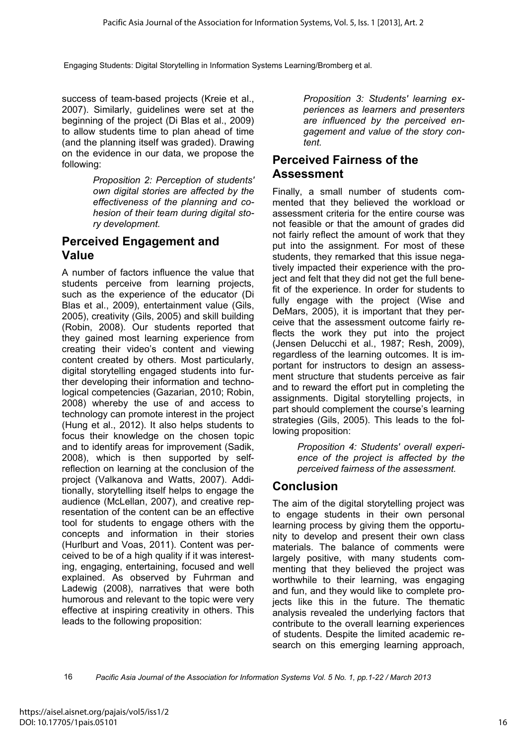success of team-based projects (Kreie et al., 2007). Similarly, guidelines were set at the beginning of the project (Di Blas et al., 2009) to allow students time to plan ahead of time (and the planning itself was graded). Drawing on the evidence in our data, we propose the following:

> *Proposition 2: Perception of students' own digital stories are affected by the effectiveness of the planning and cohesion of their team during digital story development.*

## Perceived Engagement and Value

A number of factors influence the value that students perceive from learning projects, such as the experience of the educator (Di Blas et al., 2009), entertainment value (Gils, 2005), creativity (Gils, 2005) and skill building (Robin, 2008). Our students reported that they gained most learning experience from creating their video's content and viewing content created by others. Most particularly, digital storytelling engaged students into further developing their information and technological competencies (Gazarian, 2010; Robin, 2008) whereby the use of and access to technology can promote interest in the project (Hung et al., 2012). It also helps students to focus their knowledge on the chosen topic and to identify areas for improvement (Sadik, 2008), which is then supported by self-reflection on learning at the conclusion of the project (Valkanova and Watts, 2007). Additionally, storytelling itself helps to engage the audience (McLellan, 2007), and creative representation of the content can be an effective tool for students to engage others with the concepts and information in their stories (Hurlburt and Voas, 2011). Content was perceived to be of a high quality if it was interesting, engaging, entertaining, focused and well explained. As observed by Fuhrman and Ladewig (2008), narratives that were both humorous and relevant to the topic were very effective at inspiring creativity in others. This leads to the following proposition:

> *Proposition 3: Students' learning experiences as learners and presenters are influenced by the perceived engagement and value of the story content.*

## Perceived Fairness of the Assessment

Finally, a small number of students commented that they believed the workload or assessment criteria for the entire course was not feasible or that the amount of grades did not fairly reflect the amount of work that they put into the assignment. For most of these students, they remarked that this issue negatively impacted their experience with the project and felt that they did not get the full benefit of the experience. In order for students to fully engage with the project (Wise and DeMars, 2005), it is important that they perceive that the assessment outcome fairly reflects the work they put into the project (Jensen Delucchi et al., 1987; Resh, 2009), regardless of the learning outcomes. It is important for instructors to design an assessment structure that students perceive as fair and to reward the effort put in completing the assignments. Digital storytelling projects, in part should complement the course's learning strategies (Gils, 2005). This leads to the following proposition:

> *Proposition 4: Students' overall experience of the project is affected by the perceived fairness of the assessment.*

## Conclusion

The aim of the digital storytelling project was to engage students in their own personal learning process by giving them the opportunity to develop and present their own class materials. The balance of comments were largely positive, with many students commenting that they believed the project was worthwhile to their learning, was engaging and fun, and they would like to complete projects like this in the future. The thematic analysis revealed the underlying factors that contribute to the overall learning experiences of students. Despite the limited academic research on this emerging learning approach,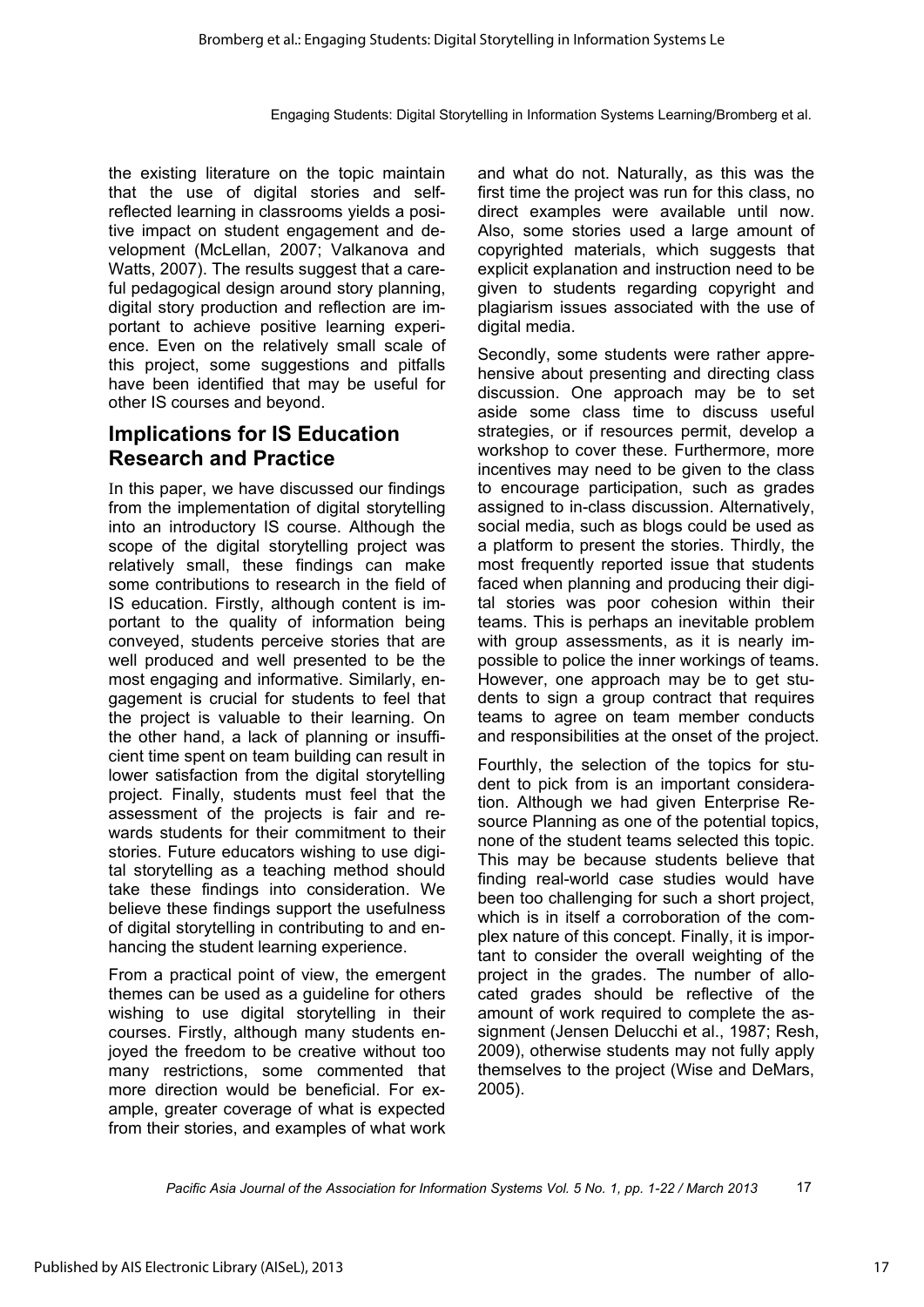the existing literature on the topic maintain that the use of digital stories and self-reflected learning in classrooms yields a positive impact on student engagement and development (McLellan, 2007; Valkanova and Watts, 2007). The results suggest that a careful pedagogical design around story planning, digital story production and reflection are important to achieve positive learning experience. Even on the relatively small scale of this project, some suggestions and pitfalls have been identified that may be useful for other IS courses and beyond.

## Implications for IS Education Research and Practice

In this paper, we have discussed our findings from the implementation of digital storytelling into an introductory IS course. Although the scope of the digital storytelling project was relatively small, these findings can make some contributions to research in the field of IS education. Firstly, although content is important to the quality of information being conveyed, students perceive stories that are well produced and well presented to be the most engaging and informative. Similarly, engagement is crucial for students to feel that the project is valuable to their learning. On the other hand, a lack of planning or insufficient time spent on team building can result in lower satisfaction from the digital storytelling project. Finally, students must feel that the assessment of the projects is fair and rewards students for their commitment to their stories. Future educators wishing to use digital storytelling as a teaching method should take these findings into consideration. We believe these findings support the usefulness of digital storytelling in contributing to and enhancing the student learning experience.

From a practical point of view, the emergent themes can be used as a guideline for others wishing to use digital storytelling in their courses. Firstly, although many students enjoyed the freedom to be creative without too many restrictions, some commented that more direction would be beneficial. For example, greater coverage of what is expected from their stories, and examples of what work and what do not. Naturally, as this was the first time the project was run for this class, no direct examples were available until now. Also, some stories used a large amount of copyrighted materials, which suggests that explicit explanation and instruction need to be given to students regarding copyright and plagiarism issues associated with the use of digital media.

Secondly, some students were rather apprehensive about presenting and directing class discussion. One approach may be to set aside some class time to discuss useful strategies, or if resources permit, develop a workshop to cover these. Furthermore, more incentives may need to be given to the class to encourage participation, such as grades assigned to in-class discussion. Alternatively, social media, such as blogs could be used as a platform to present the stories. Thirdly, the most frequently reported issue that students faced when planning and producing their digital stories was poor cohesion within their teams. This is perhaps an inevitable problem with group assessments, as it is nearly impossible to police the inner workings of teams. However, one approach may be to get students to sign a group contract that requires teams to agree on team member conducts and responsibilities at the onset of the project.

Fourthly, the selection of the topics for student to pick from is an important consideration. Although we had given Enterprise Resource Planning as one of the potential topics, none of the student teams selected this topic. This may be because students believe that finding real-world case studies would have been too challenging for such a short project, which is in itself a corroboration of the complex nature of this concept. Finally, it is important to consider the overall weighting of the project in the grades. The number of allocated grades should be reflective of the amount of work required to complete the assignment (Jensen Delucchi et al., 1987; Resh, 2009), otherwise students may not fully apply themselves to the project (Wise and DeMars, 2005).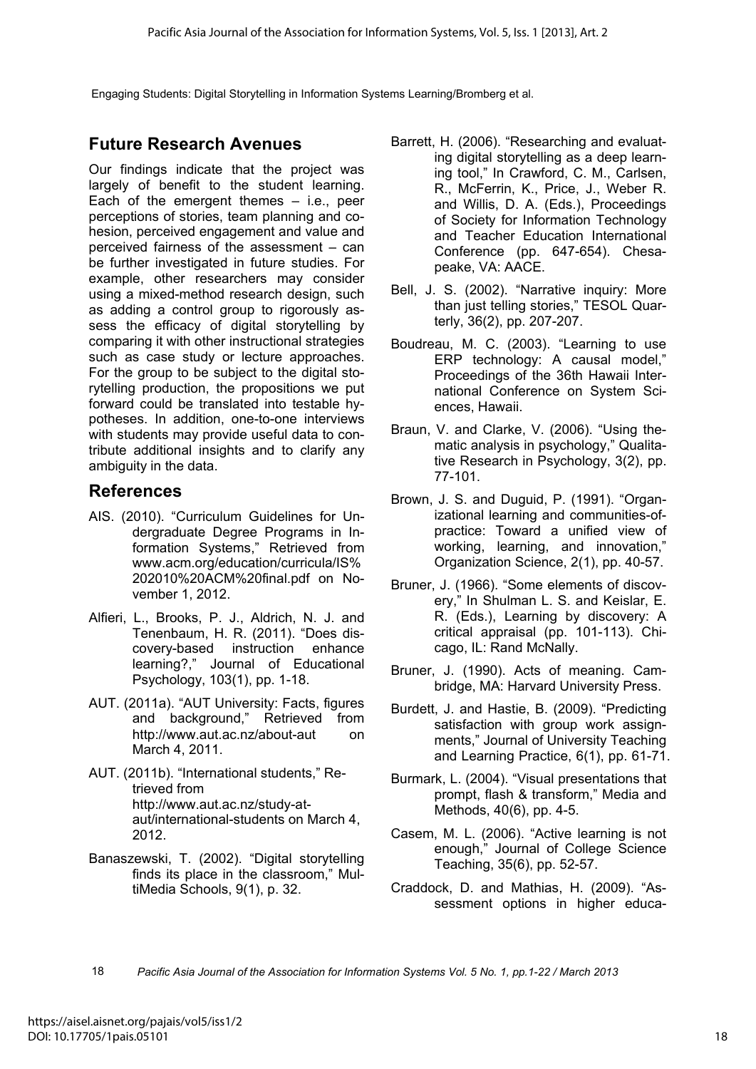## Future Research Avenues

Our findings indicate that the project was largely of benefit to the student learning. Each of the emergent themes – i.e., peer perceptions of stories, team planning and cohesion, perceived engagement and value and perceived fairness of the assessment – can be further investigated in future studies. For example, other researchers may consider using a mixed-method research design, such as adding a control group to rigorously assess the efficacy of digital storytelling by comparing it with other instructional strategies such as case study or lecture approaches. For the group to be subject to the digital storytelling production, the propositions we put forward could be translated into testable hypotheses. In addition, one-to-one interviews with students may provide useful data to contribute additional insights and to clarify any ambiguity in the data.

## References

AIS. (2010). "Curriculum Guidelines for Undergraduate Degree Programs in Information Systems," Retrieved from www.acm.org/education/curricula/IS%202010%20ACM%20final.pdf on November 1, 2012.

Alfieri, L., Brooks, P. J., Aldrich, N. J. and Tenenbaum, H. R. (2011). "Does discovery-based instruction enhance learning?," Journal of Educational Psychology, 103(1), pp. 1-18.

AUT. (2011a). "AUT University: Facts, figures and background," Retrieved from http://www.aut.ac.nz/about-aut on March 4, 2011.

AUT. (2011b). "International students," Retrieved from http://www.aut.ac.nz/study-at-aut/international-students on March 4, 2012.

Banaszewski, T. (2002). "Digital storytelling finds its place in the classroom," MultiMedia Schools, 9(1), p. 32.

Barrett, H. (2006). "Researching and evaluating digital storytelling as a deep learning tool," In Crawford, C. M., Carlsen, R., McFerrin, K., Price, J., Weber R. and Willis, D. A. (Eds.), Proceedings of Society for Information Technology and Teacher Education International Conference (pp. 647-654). Chesapeake, VA: AACE.

Bell, J. S. (2002). "Narrative inquiry: More than just telling stories," TESOL Quarterly, 36(2), pp. 207-207.

Boudreau, M. C. (2003). "Learning to use ERP technology: A causal model," Proceedings of the 36th Hawaii International Conference on System Sciences, Hawaii.

Braun, V. and Clarke, V. (2006). "Using thematic analysis in psychology," Qualitative Research in Psychology, 3(2), pp. 77-101.

Brown, J. S. and Duguid, P. (1991). "Organizational learning and communities-of-practice: Toward a unified view of working, learning, and innovation," Organization Science, 2(1), pp. 40-57.

Bruner, J. (1966). "Some elements of discovery," In Shulman L. S. and Keislar, E. R. (Eds.), Learning by discovery: A critical appraisal (pp. 101-113). Chicago, IL: Rand McNally.

Bruner, J. (1990). Acts of meaning. Cambridge, MA: Harvard University Press.

Burdett, J. and Hastie, B. (2009). "Predicting satisfaction with group work assignments," Journal of University Teaching and Learning Practice, 6(1), pp. 61-71.

Burmark, L. (2004). "Visual presentations that prompt, flash & transform," Media and Methods, 40(6), pp. 4-5.

Casem, M. L. (2006). "Active learning is not enough," Journal of College Science Teaching, 35(6), pp. 52-57.

Craddock, D. and Mathias, H. (2009). "Assessment options in higher educa-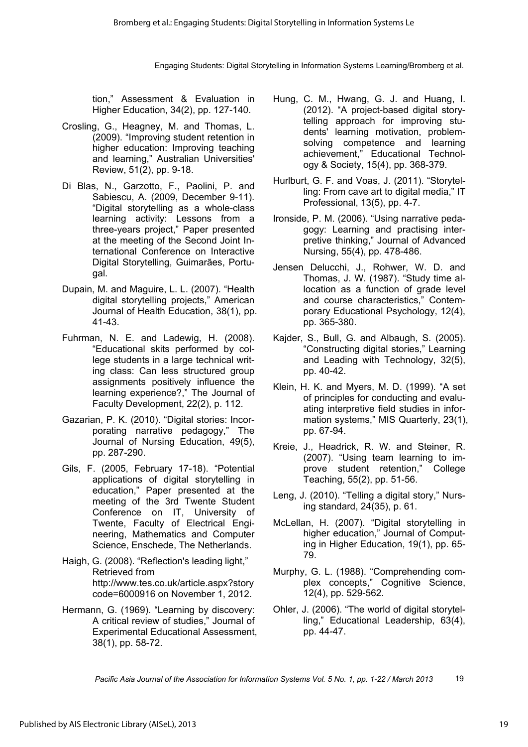tion," Assessment & Evaluation in Higher Education, 34(2), pp. 127-140.

Crosling, G., Heagney, M. and Thomas, L. (2009). "Improving student retention in higher education: Improving teaching and learning," Australian Universities' Review, 51(2), pp. 9-18.

Di Blas, N., Garzotto, F., Paolini, P. and Sabiescu, A. (2009, December 9-11). "Digital storytelling as a whole-class learning activity: Lessons from a three-years project," Paper presented at the meeting of the Second Joint International Conference on Interactive Digital Storytelling, Guimarães, Portugal.

Dupain, M. and Maguire, L. L. (2007). "Health digital storytelling projects," American Journal of Health Education, 38(1), pp. 41-43.

Fuhrman, N. E. and Ladewig, H. (2008). "Educational skits performed by college students in a large technical writing class: Can less structured group assignments positively influence the learning experience?," The Journal of Faculty Development, 22(2), p. 112.

Gazarian, P. K. (2010). "Digital stories: Incorporating narrative pedagogy," The Journal of Nursing Education, 49(5), pp. 287-290.

Gils, F. (2005, February 17-18). "Potential applications of digital storytelling in education," Paper presented at the meeting of the 3rd Twente Student Conference on IT, University of Twente, Faculty of Electrical Engineering, Mathematics and Computer Science, Enschede, The Netherlands.

Haigh, G. (2008). "Reflection's leading light," Retrieved from http://www.tes.co.uk/article.aspx?storycode=6000916 on November 1, 2012.

Hermann, G. (1969). "Learning by discovery: A critical review of studies," Journal of Experimental Educational Assessment, 38(1), pp. 58-72.

Hung, C. M., Hwang, G. J. and Huang, I. (2012). "A project-based digital storytelling approach for improving students' learning motivation, problem-solving competence and learning achievement," Educational Technology & Society, 15(4), pp. 368-379.

Hurlburt, G. F. and Voas, J. (2011). "Storytelling: From cave art to digital media," IT Professional, 13(5), pp. 4-7.

Ironside, P. M. (2006). "Using narrative pedagogy: Learning and practising interpretive thinking," Journal of Advanced Nursing, 55(4), pp. 478-486.

Jensen Delucchi, J., Rohwer, W. D. and Thomas, J. W. (1987). "Study time allocation as a function of grade level and course characteristics," Contemporary Educational Psychology, 12(4), pp. 365-380.

Kajder, S., Bull, G. and Albaugh, S. (2005). "Constructing digital stories," Learning and Leading with Technology, 32(5), pp. 40-42.

Klein, H. K. and Myers, M. D. (1999). "A set of principles for conducting and evaluating interpretive field studies in information systems," MIS Quarterly, 23(1), pp. 67-94.

Kreie, J., Headrick, R. W. and Steiner, R. (2007). "Using team learning to improve student retention," College Teaching, 55(2), pp. 51-56.

Leng, J. (2010). "Telling a digital story," Nursing standard, 24(35), p. 61.

McLellan, H. (2007). "Digital storytelling in higher education," Journal of Computing in Higher Education, 19(1), pp. 65-79.

Murphy, G. L. (1988). "Comprehending complex concepts," Cognitive Science, 12(4), pp. 529-562.

Ohler, J. (2006). "The world of digital storytelling," Educational Leadership, 63(4), pp. 44-47.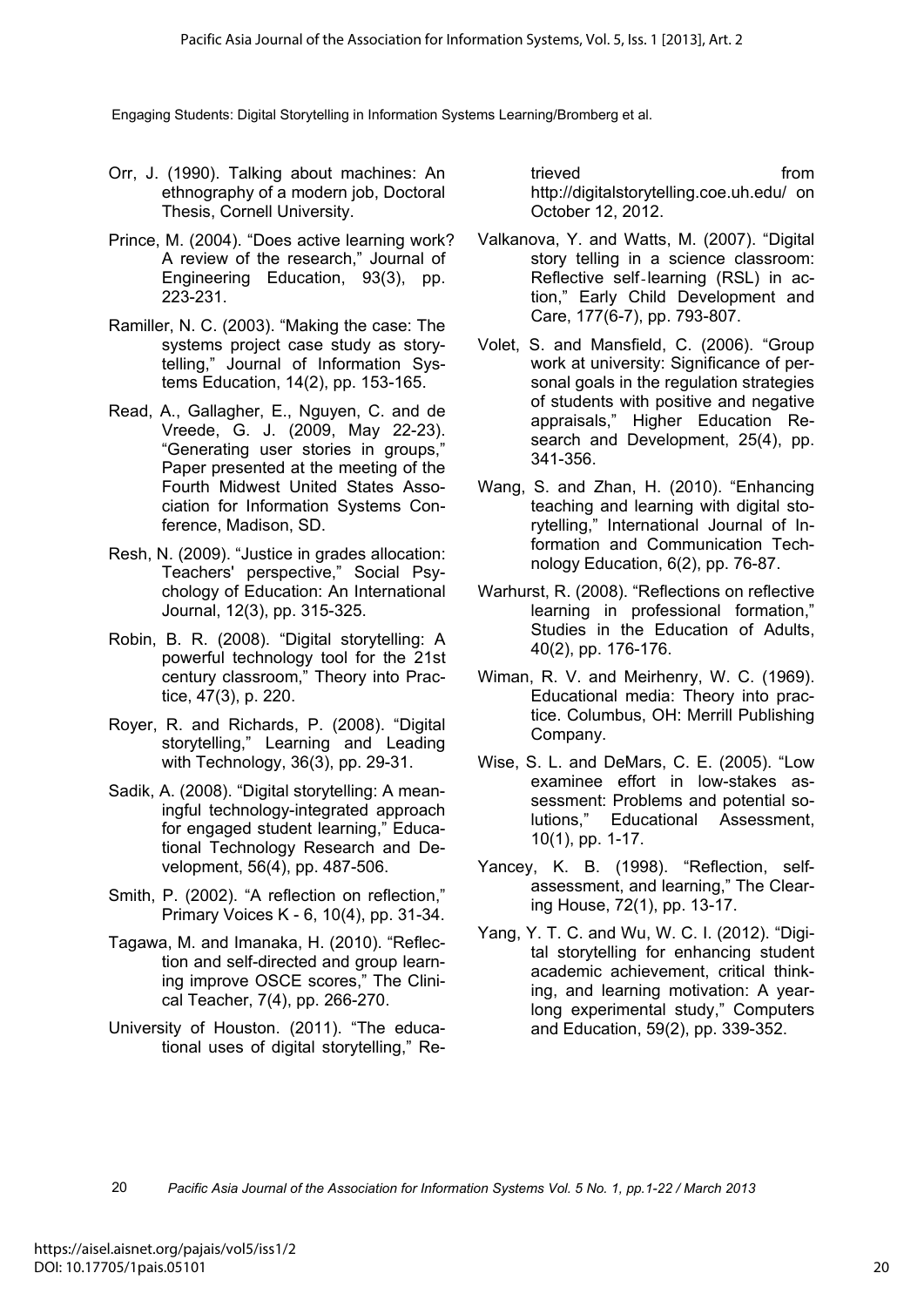Orr, J. (1990). Talking about machines: An ethnography of a modern job, Doctoral Thesis, Cornell University.

Prince, M. (2004). "Does active learning work? A review of the research," Journal of Engineering Education, 93(3), pp. 223-231.

Ramiller, N. C. (2003). "Making the case: The systems project case study as storytelling," Journal of Information Systems Education, 14(2), pp. 153-165.

Read, A., Gallagher, E., Nguyen, C. and de Vreede, G. J. (2009, May 22-23). "Generating user stories in groups," Paper presented at the meeting of the Fourth Midwest United States Association for Information Systems Conference, Madison, SD.

Resh, N. (2009). "Justice in grades allocation: Teachers' perspective," Social Psychology of Education: An International Journal, 12(3), pp. 315-325.

Robin, B. R. (2008). "Digital storytelling: A powerful technology tool for the 21st century classroom," Theory into Practice, 47(3), p. 220.

Royer, R. and Richards, P. (2008). "Digital storytelling," Learning and Leading with Technology, 36(3), pp. 29-31.

Sadik, A. (2008). "Digital storytelling: A meaningful technology-integrated approach for engaged student learning," Educational Technology Research and Development, 56(4), pp. 487-506.

Smith, P. (2002). "A reflection on reflection," Primary Voices K - 6, 10(4), pp. 31-34.

Tagawa, M. and Imanaka, H. (2010). "Reflection and self-directed and group learning improve OSCE scores," The Clinical Teacher, 7(4), pp. 266-270.

University of Houston. (2011). "The educational uses of digital storytelling," Retrieved from http://digitalstorytelling.coe.uh.edu/ on October 12, 2012.

Valkanova, Y. and Watts, M. (2007). "Digital story telling in a science classroom: Reflective self-learning (RSL) in action," Early Child Development and Care, 177(6-7), pp. 793-807.

Volet, S. and Mansfield, C. (2006). "Group work at university: Significance of personal goals in the regulation strategies of students with positive and negative appraisals," Higher Education Research and Development, 25(4), pp. 341-356.

Wang, S. and Zhan, H. (2010). "Enhancing teaching and learning with digital storytelling," International Journal of Information and Communication Technology Education, 6(2), pp. 76-87.

Warhurst, R. (2008). "Reflections on reflective learning in professional formation," Studies in the Education of Adults, 40(2), pp. 176-176.

Wiman, R. V. and Meirhenry, W. C. (1969). Educational media: Theory into practice. Columbus, OH: Merrill Publishing Company.

Wise, S. L. and DeMars, C. E. (2005). "Low examinee effort in low-stakes assessment: Problems and potential solutions," Educational Assessment, 10(1), pp. 1-17.

Yancey, K. B. (1998). "Reflection, self-assessment, and learning," The Clearing House, 72(1), pp. 13-17.

Yang, Y. T. C. and Wu, W. C. I. (2012). "Digital storytelling for enhancing student academic achievement, critical thinking, and learning motivation: A year-long experimental study," Computers and Education, 59(2), pp. 339-352.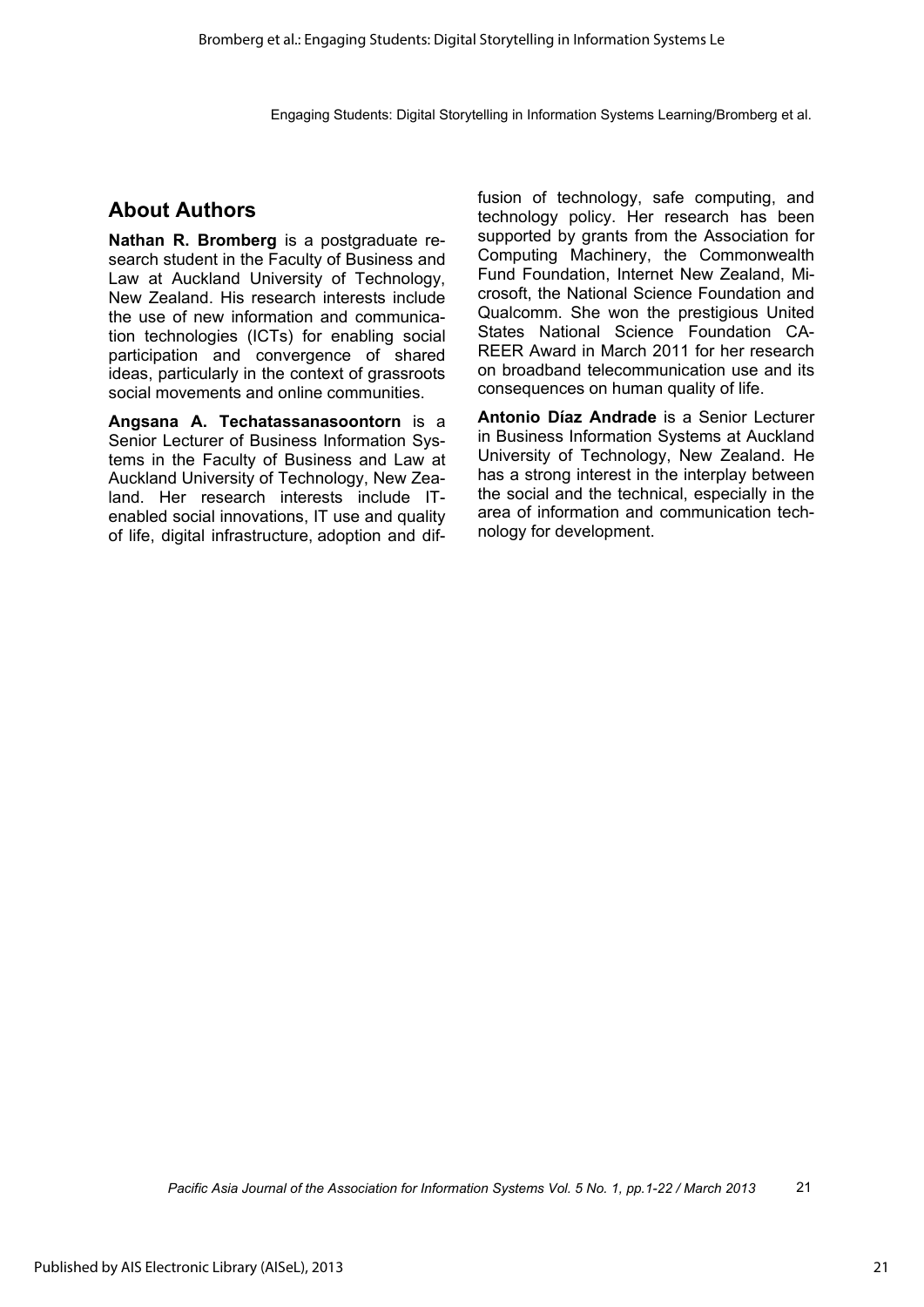## About Authors

**Nathan R. Bromberg** is a postgraduate research student in the Faculty of Business and Law at Auckland University of Technology, New Zealand. His research interests include the use of new information and communication technologies (ICTs) for enabling social participation and convergence of shared ideas, particularly in the context of grassroots social movements and online communities.

**Angsana A. Techatassanasoontorn** is a Senior Lecturer of Business Information Systems in the Faculty of Business and Law at Auckland University of Technology, New Zealand. Her research interests include IT-enabled social innovations, IT use and quality of life, digital infrastructure, adoption and diffusion of technology, safe computing, and technology policy. Her research has been supported by grants from the Association for Computing Machinery, the Commonwealth Fund Foundation, Internet New Zealand, Microsoft, the National Science Foundation and Qualcomm. She won the prestigious United States National Science Foundation CAREER Award in March 2011 for her research on broadband telecommunication use and its consequences on human quality of life.

**Antonio Díaz Andrade** is a Senior Lecturer in Business Information Systems at Auckland University of Technology, New Zealand. He has a strong interest in the interplay between the social and the technical, especially in the area of information and communication technology for development.